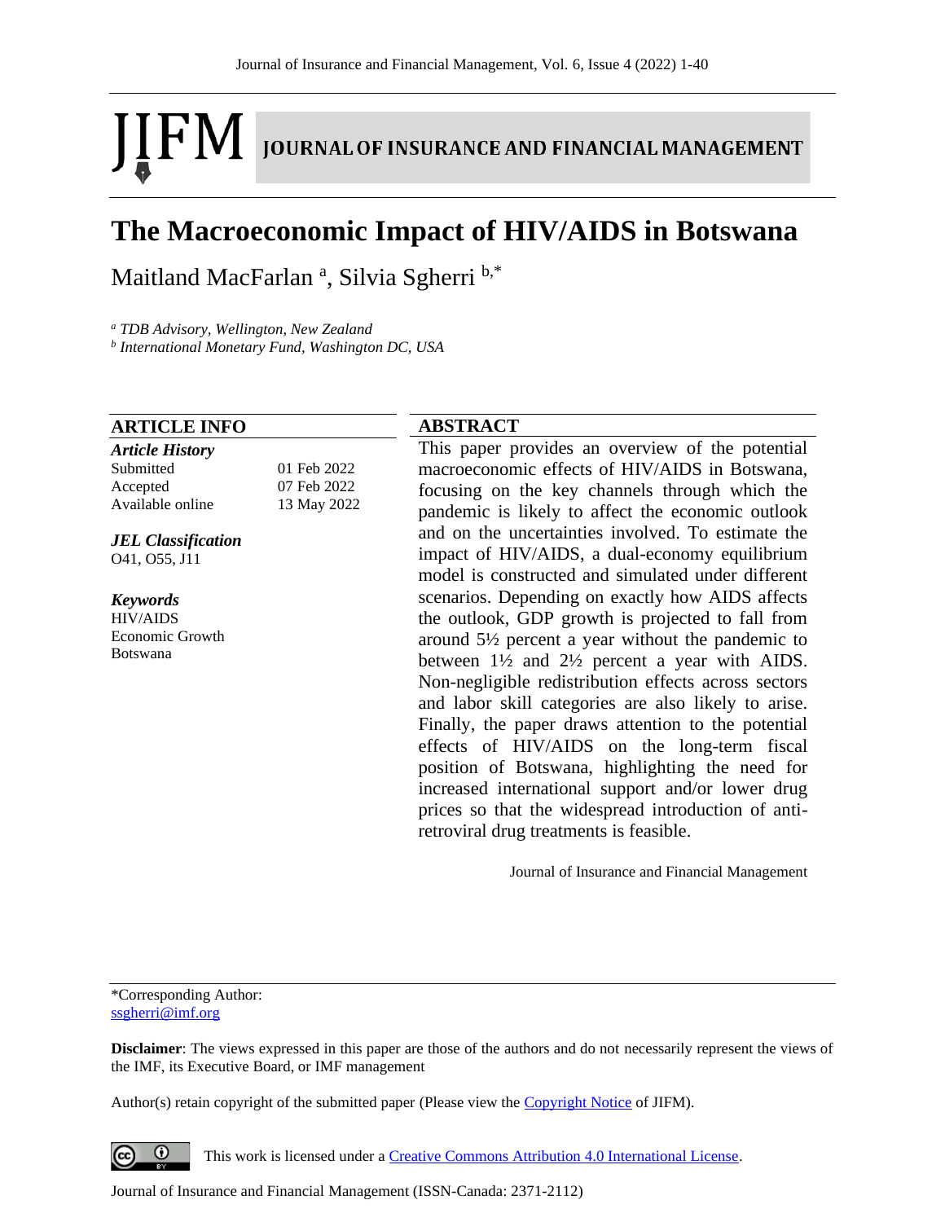# The Macroeconomic Impact of HIV/AIDS in Botswana

Maitland MacFarlan [a], Silvia Sgherri [b,*]

[a] *TDB Advisory, Wellington, New Zealand*
[b] *International Monetary Fund, Washington DC, USA*

## ARTICLE INFO

***Article History***

| | |
|---|---|
| Submitted | 01 Feb 2022 |
| Accepted | 07 Feb 2022 |
| Available online | 13 May 2022 |

***JEL Classification***
O41, O55, J11

***Keywords***
HIV/AIDS
Economic Growth
Botswana

## ABSTRACT

This paper provides an overview of the potential macroeconomic effects of HIV/AIDS in Botswana, focusing on the key channels through which the pandemic is likely to affect the economic outlook and on the uncertainties involved. To estimate the impact of HIV/AIDS, a dual-economy equilibrium model is constructed and simulated under different scenarios. Depending on exactly how AIDS affects the outlook, GDP growth is projected to fall from around 5½ percent a year without the pandemic to between 1½ and 2½ percent a year with AIDS. Non-negligible redistribution effects across sectors and labor skill categories are also likely to arise. Finally, the paper draws attention to the potential effects of HIV/AIDS on the long-term fiscal position of Botswana, highlighting the need for increased international support and/or lower drug prices so that the widespread introduction of anti-retroviral drug treatments is feasible.

Journal of Insurance and Financial Management

*Corresponding Author:
ssgherri@imf.org

**Disclaimer**: The views expressed in this paper are those of the authors and do not necessarily represent the views of the IMF, its Executive Board, or IMF management

Author(s) retain copyright of the submitted paper (Please view the Copyright Notice of JIFM).

This work is licensed under a Creative Commons Attribution 4.0 International License.

Journal of Insurance and Financial Management (ISSN-Canada: 2371-2112)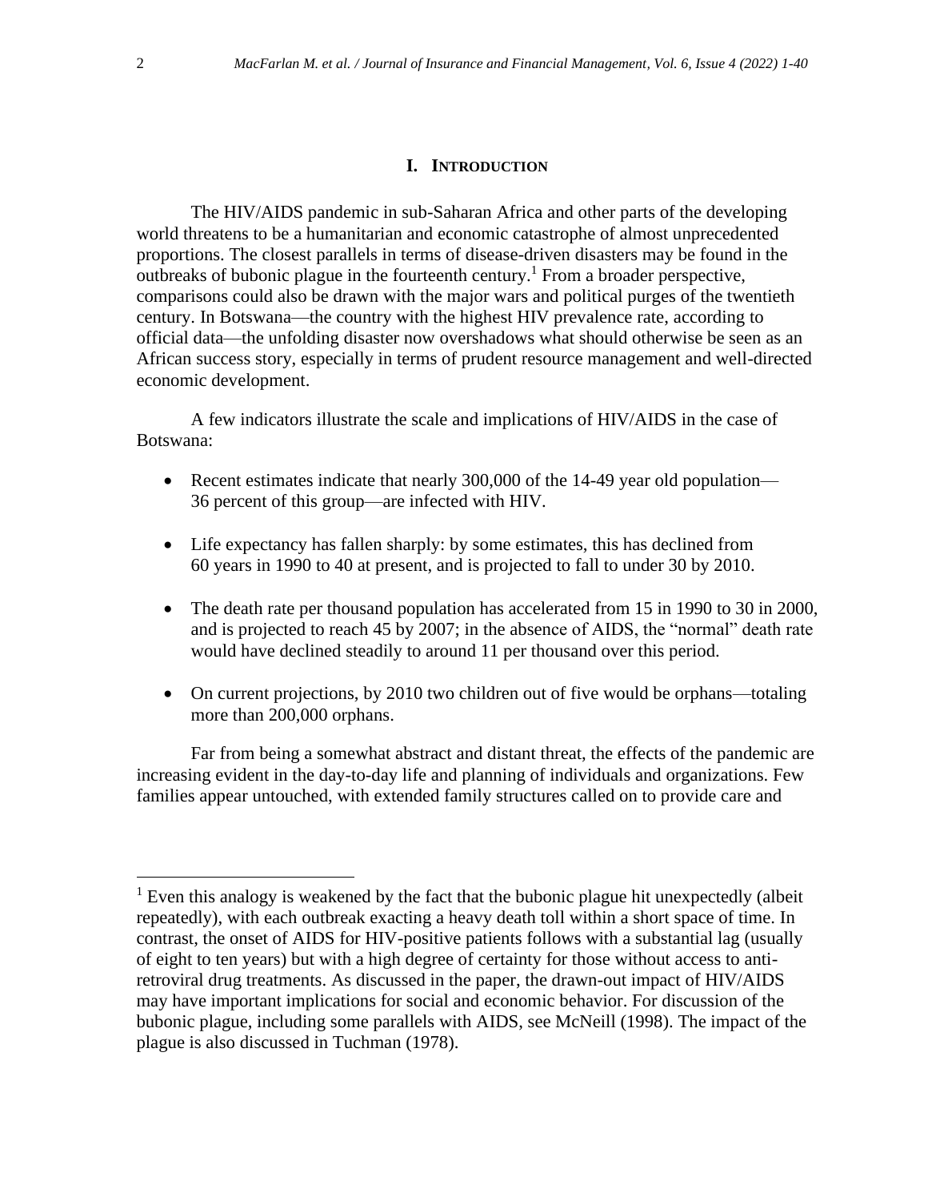# I. INTRODUCTION

The HIV/AIDS pandemic in sub-Saharan Africa and other parts of the developing world threatens to be a humanitarian and economic catastrophe of almost unprecedented proportions. The closest parallels in terms of disease-driven disasters may be found in the outbreaks of bubonic plague in the fourteenth century.[1] From a broader perspective, comparisons could also be drawn with the major wars and political purges of the twentieth century. In Botswana—the country with the highest HIV prevalence rate, according to official data—the unfolding disaster now overshadows what should otherwise be seen as an African success story, especially in terms of prudent resource management and well-directed economic development.

A few indicators illustrate the scale and implications of HIV/AIDS in the case of Botswana:

- Recent estimates indicate that nearly 300,000 of the 14-49 year old population—36 percent of this group—are infected with HIV.
- Life expectancy has fallen sharply: by some estimates, this has declined from 60 years in 1990 to 40 at present, and is projected to fall to under 30 by 2010.
- The death rate per thousand population has accelerated from 15 in 1990 to 30 in 2000, and is projected to reach 45 by 2007; in the absence of AIDS, the "normal" death rate would have declined steadily to around 11 per thousand over this period.
- On current projections, by 2010 two children out of five would be orphans—totaling more than 200,000 orphans.

Far from being a somewhat abstract and distant threat, the effects of the pandemic are increasing evident in the day-to-day life and planning of individuals and organizations. Few families appear untouched, with extended family structures called on to provide care and

[1] Even this analogy is weakened by the fact that the bubonic plague hit unexpectedly (albeit repeatedly), with each outbreak exacting a heavy death toll within a short space of time. In contrast, the onset of AIDS for HIV-positive patients follows with a substantial lag (usually of eight to ten years) but with a high degree of certainty for those without access to anti-retroviral drug treatments. As discussed in the paper, the drawn-out impact of HIV/AIDS may have important implications for social and economic behavior. For discussion of the bubonic plague, including some parallels with AIDS, see McNeill (1998). The impact of the plague is also discussed in Tuchman (1978).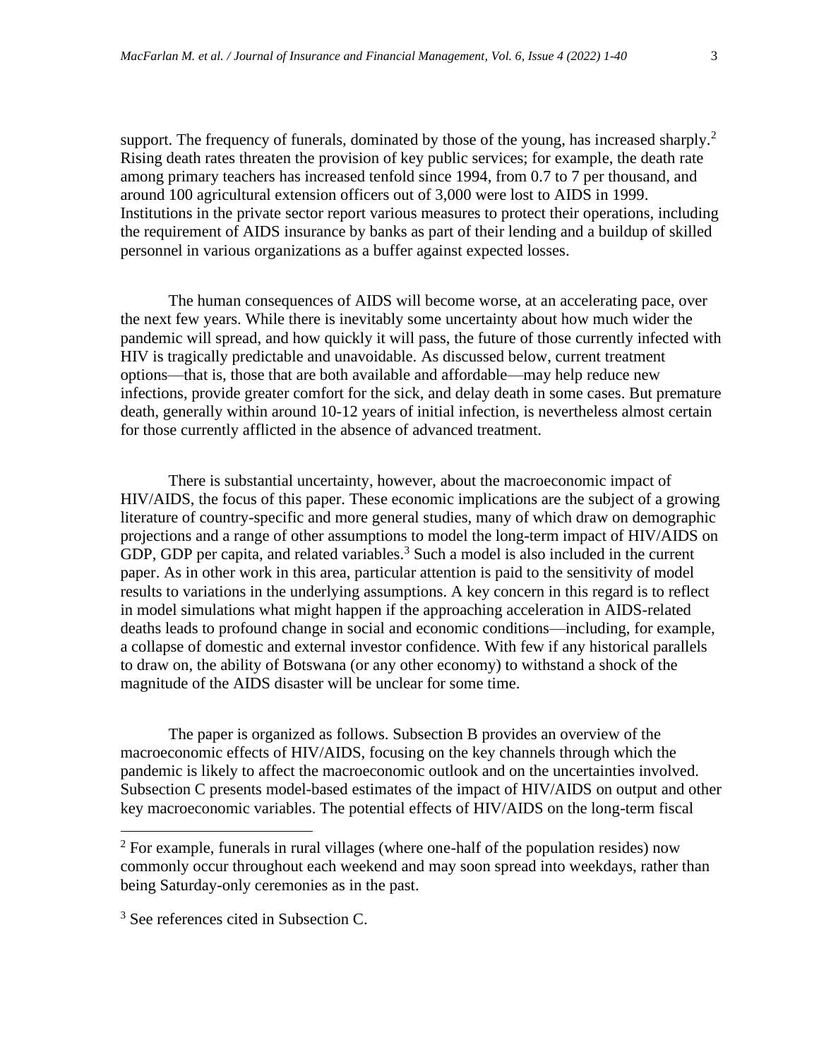support. The frequency of funerals, dominated by those of the young, has increased sharply.[2] Rising death rates threaten the provision of key public services; for example, the death rate among primary teachers has increased tenfold since 1994, from 0.7 to 7 per thousand, and around 100 agricultural extension officers out of 3,000 were lost to AIDS in 1999. Institutions in the private sector report various measures to protect their operations, including the requirement of AIDS insurance by banks as part of their lending and a buildup of skilled personnel in various organizations as a buffer against expected losses.

The human consequences of AIDS will become worse, at an accelerating pace, over the next few years. While there is inevitably some uncertainty about how much wider the pandemic will spread, and how quickly it will pass, the future of those currently infected with HIV is tragically predictable and unavoidable. As discussed below, current treatment options—that is, those that are both available and affordable—may help reduce new infections, provide greater comfort for the sick, and delay death in some cases. But premature death, generally within around 10-12 years of initial infection, is nevertheless almost certain for those currently afflicted in the absence of advanced treatment.

There is substantial uncertainty, however, about the macroeconomic impact of HIV/AIDS, the focus of this paper. These economic implications are the subject of a growing literature of country-specific and more general studies, many of which draw on demographic projections and a range of other assumptions to model the long-term impact of HIV/AIDS on GDP, GDP per capita, and related variables.[3] Such a model is also included in the current paper. As in other work in this area, particular attention is paid to the sensitivity of model results to variations in the underlying assumptions. A key concern in this regard is to reflect in model simulations what might happen if the approaching acceleration in AIDS-related deaths leads to profound change in social and economic conditions—including, for example, a collapse of domestic and external investor confidence. With few if any historical parallels to draw on, the ability of Botswana (or any other economy) to withstand a shock of the magnitude of the AIDS disaster will be unclear for some time.

The paper is organized as follows. Subsection B provides an overview of the macroeconomic effects of HIV/AIDS, focusing on the key channels through which the pandemic is likely to affect the macroeconomic outlook and on the uncertainties involved. Subsection C presents model-based estimates of the impact of HIV/AIDS on output and other key macroeconomic variables. The potential effects of HIV/AIDS on the long-term fiscal

---

[2] For example, funerals in rural villages (where one-half of the population resides) now commonly occur throughout each weekend and may soon spread into weekdays, rather than being Saturday-only ceremonies as in the past.

[3] See references cited in Subsection C.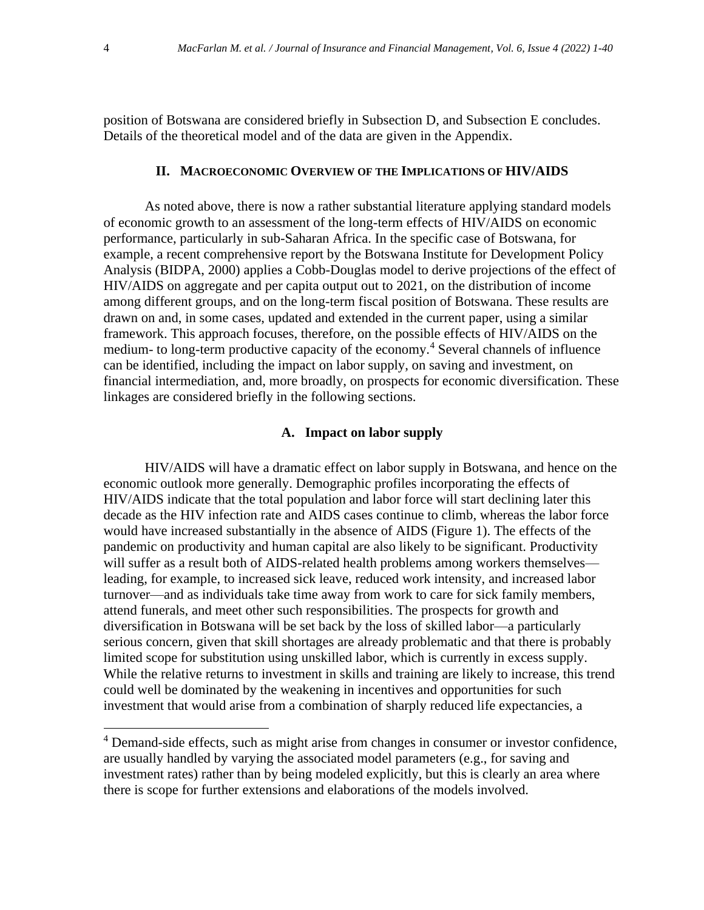position of Botswana are considered briefly in Subsection D, and Subsection E concludes. Details of the theoretical model and of the data are given in the Appendix.

## II. Macroeconomic Overview of the Implications of HIV/AIDS

As noted above, there is now a rather substantial literature applying standard models of economic growth to an assessment of the long-term effects of HIV/AIDS on economic performance, particularly in sub-Saharan Africa. In the specific case of Botswana, for example, a recent comprehensive report by the Botswana Institute for Development Policy Analysis (BIDPA, 2000) applies a Cobb-Douglas model to derive projections of the effect of HIV/AIDS on aggregate and per capita output out to 2021, on the distribution of income among different groups, and on the long-term fiscal position of Botswana. These results are drawn on and, in some cases, updated and extended in the current paper, using a similar framework. This approach focuses, therefore, on the possible effects of HIV/AIDS on the medium- to long-term productive capacity of the economy.[4] Several channels of influence can be identified, including the impact on labor supply, on saving and investment, on financial intermediation, and, more broadly, on prospects for economic diversification. These linkages are considered briefly in the following sections.

### A. Impact on labor supply

HIV/AIDS will have a dramatic effect on labor supply in Botswana, and hence on the economic outlook more generally. Demographic profiles incorporating the effects of HIV/AIDS indicate that the total population and labor force will start declining later this decade as the HIV infection rate and AIDS cases continue to climb, whereas the labor force would have increased substantially in the absence of AIDS (Figure 1). The effects of the pandemic on productivity and human capital are also likely to be significant. Productivity will suffer as a result both of AIDS-related health problems among workers themselves—leading, for example, to increased sick leave, reduced work intensity, and increased labor turnover—and as individuals take time away from work to care for sick family members, attend funerals, and meet other such responsibilities. The prospects for growth and diversification in Botswana will be set back by the loss of skilled labor—a particularly serious concern, given that skill shortages are already problematic and that there is probably limited scope for substitution using unskilled labor, which is currently in excess supply. While the relative returns to investment in skills and training are likely to increase, this trend could well be dominated by the weakening in incentives and opportunities for such investment that would arise from a combination of sharply reduced life expectancies, a

[4] Demand-side effects, such as might arise from changes in consumer or investor confidence, are usually handled by varying the associated model parameters (e.g., for saving and investment rates) rather than by being modeled explicitly, but this is clearly an area where there is scope for further extensions and elaborations of the models involved.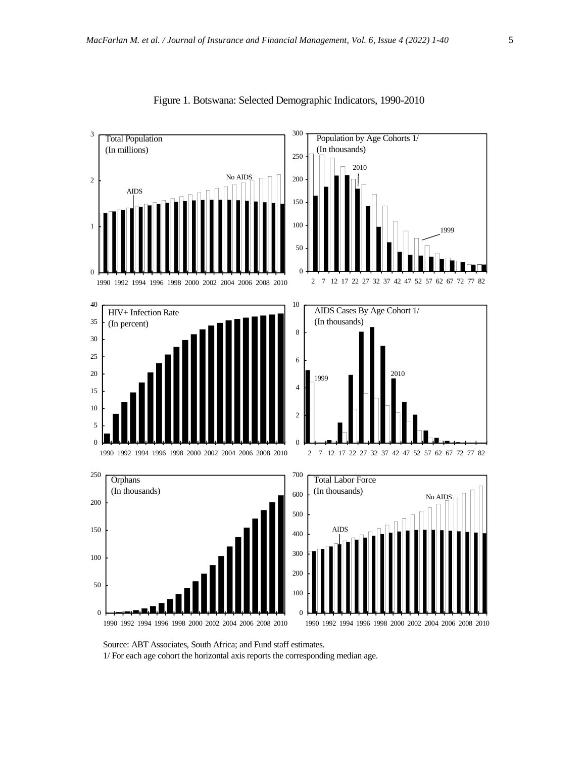Figure 1. Botswana: Selected Demographic Indicators, 1990-2010

Source: ABT Associates, South Africa; and Fund staff estimates.

1/ For each age cohort the horizontal axis reports the corresponding median age.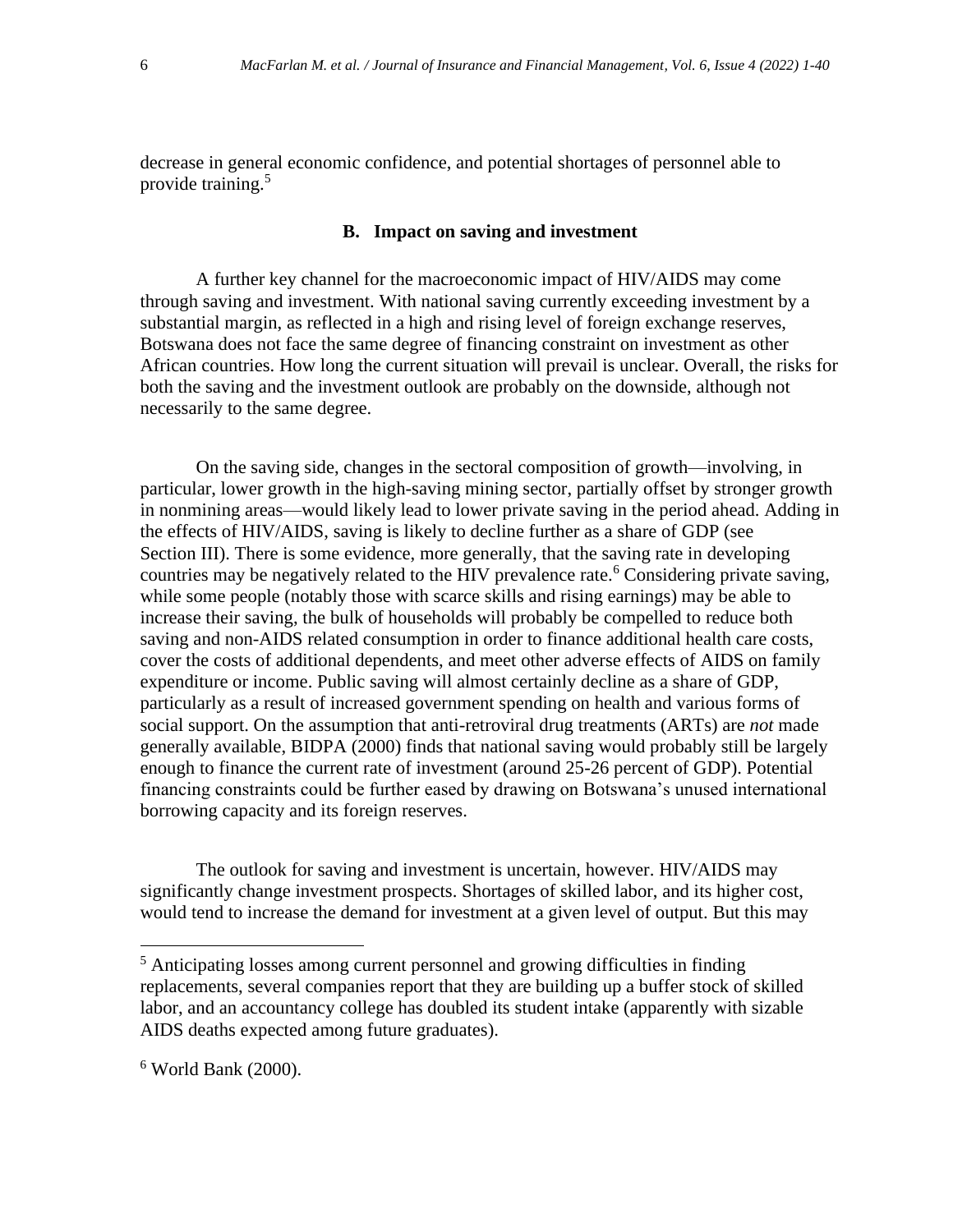decrease in general economic confidence, and potential shortages of personnel able to provide training.[5]

### B. Impact on saving and investment

A further key channel for the macroeconomic impact of HIV/AIDS may come through saving and investment. With national saving currently exceeding investment by a substantial margin, as reflected in a high and rising level of foreign exchange reserves, Botswana does not face the same degree of financing constraint on investment as other African countries. How long the current situation will prevail is unclear. Overall, the risks for both the saving and the investment outlook are probably on the downside, although not necessarily to the same degree.

On the saving side, changes in the sectoral composition of growth—involving, in particular, lower growth in the high-saving mining sector, partially offset by stronger growth in nonmining areas—would likely lead to lower private saving in the period ahead. Adding in the effects of HIV/AIDS, saving is likely to decline further as a share of GDP (see Section III). There is some evidence, more generally, that the saving rate in developing countries may be negatively related to the HIV prevalence rate.[6] Considering private saving, while some people (notably those with scarce skills and rising earnings) may be able to increase their saving, the bulk of households will probably be compelled to reduce both saving and non-AIDS related consumption in order to finance additional health care costs, cover the costs of additional dependents, and meet other adverse effects of AIDS on family expenditure or income. Public saving will almost certainly decline as a share of GDP, particularly as a result of increased government spending on health and various forms of social support. On the assumption that anti-retroviral drug treatments (ARTs) are *not* made generally available, BIDPA (2000) finds that national saving would probably still be largely enough to finance the current rate of investment (around 25-26 percent of GDP). Potential financing constraints could be further eased by drawing on Botswana's unused international borrowing capacity and its foreign reserves.

The outlook for saving and investment is uncertain, however. HIV/AIDS may significantly change investment prospects. Shortages of skilled labor, and its higher cost, would tend to increase the demand for investment at a given level of output. But this may

---

[5] Anticipating losses among current personnel and growing difficulties in finding replacements, several companies report that they are building up a buffer stock of skilled labor, and an accountancy college has doubled its student intake (apparently with sizable AIDS deaths expected among future graduates).

[6] World Bank (2000).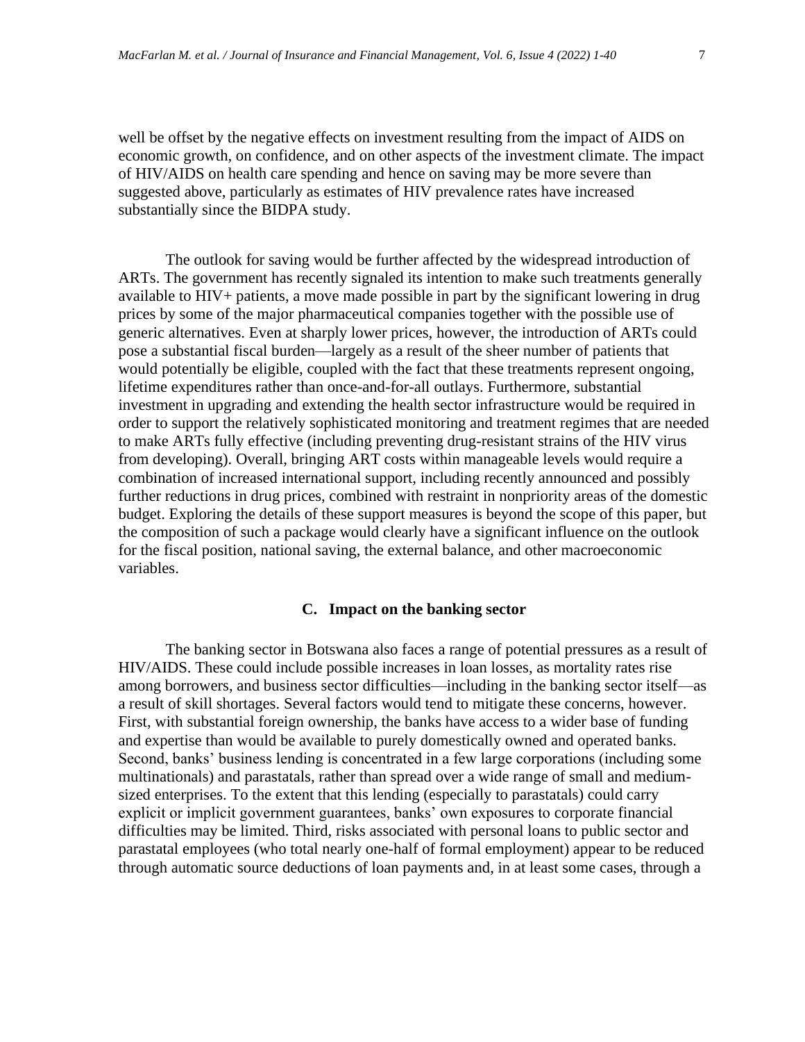well be offset by the negative effects on investment resulting from the impact of AIDS on economic growth, on confidence, and on other aspects of the investment climate. The impact of HIV/AIDS on health care spending and hence on saving may be more severe than suggested above, particularly as estimates of HIV prevalence rates have increased substantially since the BIDPA study.

The outlook for saving would be further affected by the widespread introduction of ARTs. The government has recently signaled its intention to make such treatments generally available to HIV+ patients, a move made possible in part by the significant lowering in drug prices by some of the major pharmaceutical companies together with the possible use of generic alternatives. Even at sharply lower prices, however, the introduction of ARTs could pose a substantial fiscal burden—largely as a result of the sheer number of patients that would potentially be eligible, coupled with the fact that these treatments represent ongoing, lifetime expenditures rather than once-and-for-all outlays. Furthermore, substantial investment in upgrading and extending the health sector infrastructure would be required in order to support the relatively sophisticated monitoring and treatment regimes that are needed to make ARTs fully effective (including preventing drug-resistant strains of the HIV virus from developing). Overall, bringing ART costs within manageable levels would require a combination of increased international support, including recently announced and possibly further reductions in drug prices, combined with restraint in nonpriority areas of the domestic budget. Exploring the details of these support measures is beyond the scope of this paper, but the composition of such a package would clearly have a significant influence on the outlook for the fiscal position, national saving, the external balance, and other macroeconomic variables.

### C. Impact on the banking sector

The banking sector in Botswana also faces a range of potential pressures as a result of HIV/AIDS. These could include possible increases in loan losses, as mortality rates rise among borrowers, and business sector difficulties—including in the banking sector itself—as a result of skill shortages. Several factors would tend to mitigate these concerns, however. First, with substantial foreign ownership, the banks have access to a wider base of funding and expertise than would be available to purely domestically owned and operated banks. Second, banks' business lending is concentrated in a few large corporations (including some multinationals) and parastatals, rather than spread over a wide range of small and medium-sized enterprises. To the extent that this lending (especially to parastatals) could carry explicit or implicit government guarantees, banks' own exposures to corporate financial difficulties may be limited. Third, risks associated with personal loans to public sector and parastatal employees (who total nearly one-half of formal employment) appear to be reduced through automatic source deductions of loan payments and, in at least some cases, through a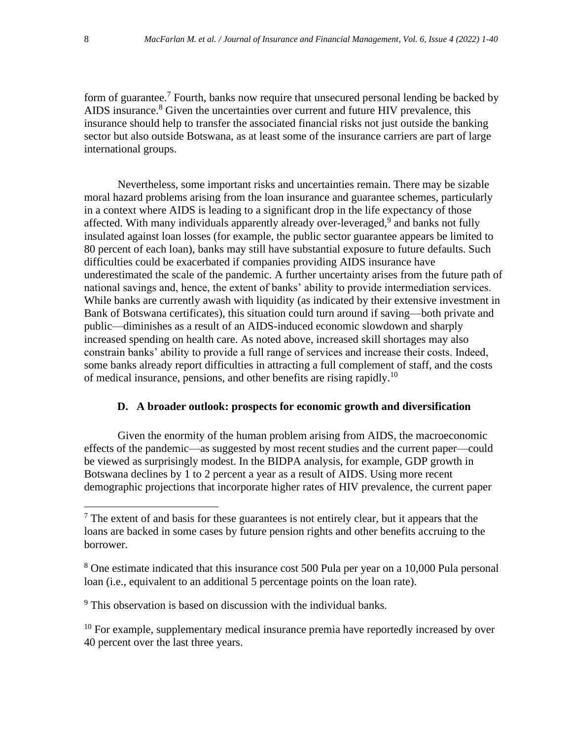form of guarantee.[7] Fourth, banks now require that unsecured personal lending be backed by AIDS insurance.[8] Given the uncertainties over current and future HIV prevalence, this insurance should help to transfer the associated financial risks not just outside the banking sector but also outside Botswana, as at least some of the insurance carriers are part of large international groups.

Nevertheless, some important risks and uncertainties remain. There may be sizable moral hazard problems arising from the loan insurance and guarantee schemes, particularly in a context where AIDS is leading to a significant drop in the life expectancy of those affected. With many individuals apparently already over-leveraged,[9] and banks not fully insulated against loan losses (for example, the public sector guarantee appears be limited to 80 percent of each loan), banks may still have substantial exposure to future defaults. Such difficulties could be exacerbated if companies providing AIDS insurance have underestimated the scale of the pandemic. A further uncertainty arises from the future path of national savings and, hence, the extent of banks' ability to provide intermediation services. While banks are currently awash with liquidity (as indicated by their extensive investment in Bank of Botswana certificates), this situation could turn around if saving—both private and public—diminishes as a result of an AIDS-induced economic slowdown and sharply increased spending on health care. As noted above, increased skill shortages may also constrain banks' ability to provide a full range of services and increase their costs. Indeed, some banks already report difficulties in attracting a full complement of staff, and the costs of medical insurance, pensions, and other benefits are rising rapidly.[10]

### D. A broader outlook: prospects for economic growth and diversification

Given the enormity of the human problem arising from AIDS, the macroeconomic effects of the pandemic—as suggested by most recent studies and the current paper—could be viewed as surprisingly modest. In the BIDPA analysis, for example, GDP growth in Botswana declines by 1 to 2 percent a year as a result of AIDS. Using more recent demographic projections that incorporate higher rates of HIV prevalence, the current paper

---

[7] The extent of and basis for these guarantees is not entirely clear, but it appears that the loans are backed in some cases by future pension rights and other benefits accruing to the borrower.

[8] One estimate indicated that this insurance cost 500 Pula per year on a 10,000 Pula personal loan (i.e., equivalent to an additional 5 percentage points on the loan rate).

[9] This observation is based on discussion with the individual banks.

[10] For example, supplementary medical insurance premia have reportedly increased by over 40 percent over the last three years.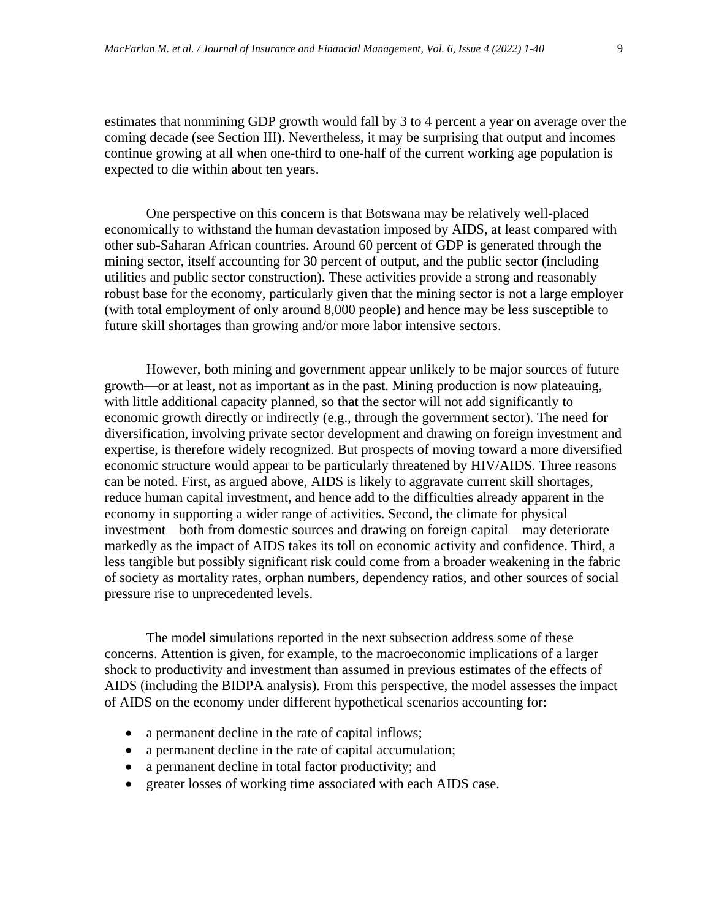estimates that nonmining GDP growth would fall by 3 to 4 percent a year on average over the coming decade (see Section III). Nevertheless, it may be surprising that output and incomes continue growing at all when one-third to one-half of the current working age population is expected to die within about ten years.

One perspective on this concern is that Botswana may be relatively well-placed economically to withstand the human devastation imposed by AIDS, at least compared with other sub-Saharan African countries. Around 60 percent of GDP is generated through the mining sector, itself accounting for 30 percent of output, and the public sector (including utilities and public sector construction). These activities provide a strong and reasonably robust base for the economy, particularly given that the mining sector is not a large employer (with total employment of only around 8,000 people) and hence may be less susceptible to future skill shortages than growing and/or more labor intensive sectors.

However, both mining and government appear unlikely to be major sources of future growth—or at least, not as important as in the past. Mining production is now plateauing, with little additional capacity planned, so that the sector will not add significantly to economic growth directly or indirectly (e.g., through the government sector). The need for diversification, involving private sector development and drawing on foreign investment and expertise, is therefore widely recognized. But prospects of moving toward a more diversified economic structure would appear to be particularly threatened by HIV/AIDS. Three reasons can be noted. First, as argued above, AIDS is likely to aggravate current skill shortages, reduce human capital investment, and hence add to the difficulties already apparent in the economy in supporting a wider range of activities. Second, the climate for physical investment—both from domestic sources and drawing on foreign capital—may deteriorate markedly as the impact of AIDS takes its toll on economic activity and confidence. Third, a less tangible but possibly significant risk could come from a broader weakening in the fabric of society as mortality rates, orphan numbers, dependency ratios, and other sources of social pressure rise to unprecedented levels.

The model simulations reported in the next subsection address some of these concerns. Attention is given, for example, to the macroeconomic implications of a larger shock to productivity and investment than assumed in previous estimates of the effects of AIDS (including the BIDPA analysis). From this perspective, the model assesses the impact of AIDS on the economy under different hypothetical scenarios accounting for:

- a permanent decline in the rate of capital inflows;
- a permanent decline in the rate of capital accumulation;
- a permanent decline in total factor productivity; and
- greater losses of working time associated with each AIDS case.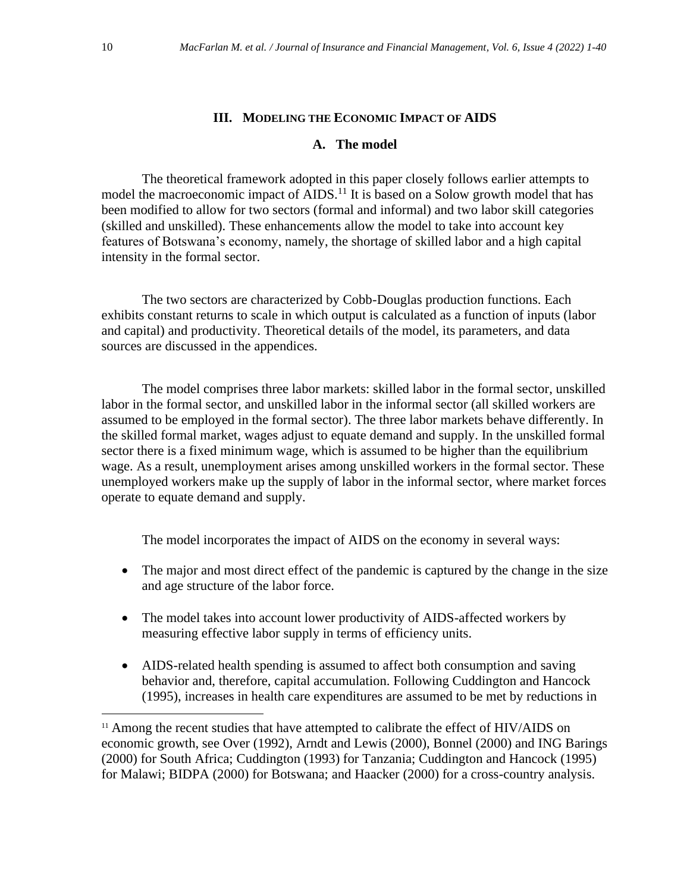## III. Modeling the Economic Impact of AIDS

### A. The model

The theoretical framework adopted in this paper closely follows earlier attempts to model the macroeconomic impact of AIDS.[11] It is based on a Solow growth model that has been modified to allow for two sectors (formal and informal) and two labor skill categories (skilled and unskilled). These enhancements allow the model to take into account key features of Botswana's economy, namely, the shortage of skilled labor and a high capital intensity in the formal sector.

The two sectors are characterized by Cobb-Douglas production functions. Each exhibits constant returns to scale in which output is calculated as a function of inputs (labor and capital) and productivity. Theoretical details of the model, its parameters, and data sources are discussed in the appendices.

The model comprises three labor markets: skilled labor in the formal sector, unskilled labor in the formal sector, and unskilled labor in the informal sector (all skilled workers are assumed to be employed in the formal sector). The three labor markets behave differently. In the skilled formal market, wages adjust to equate demand and supply. In the unskilled formal sector there is a fixed minimum wage, which is assumed to be higher than the equilibrium wage. As a result, unemployment arises among unskilled workers in the formal sector. These unemployed workers make up the supply of labor in the informal sector, where market forces operate to equate demand and supply.

The model incorporates the impact of AIDS on the economy in several ways:

- The major and most direct effect of the pandemic is captured by the change in the size and age structure of the labor force.
- The model takes into account lower productivity of AIDS-affected workers by measuring effective labor supply in terms of efficiency units.
- AIDS-related health spending is assumed to affect both consumption and saving behavior and, therefore, capital accumulation. Following Cuddington and Hancock (1995), increases in health care expenditures are assumed to be met by reductions in

[11] Among the recent studies that have attempted to calibrate the effect of HIV/AIDS on economic growth, see Over (1992), Arndt and Lewis (2000), Bonnel (2000) and ING Barings (2000) for South Africa; Cuddington (1993) for Tanzania; Cuddington and Hancock (1995) for Malawi; BIDPA (2000) for Botswana; and Haacker (2000) for a cross-country analysis.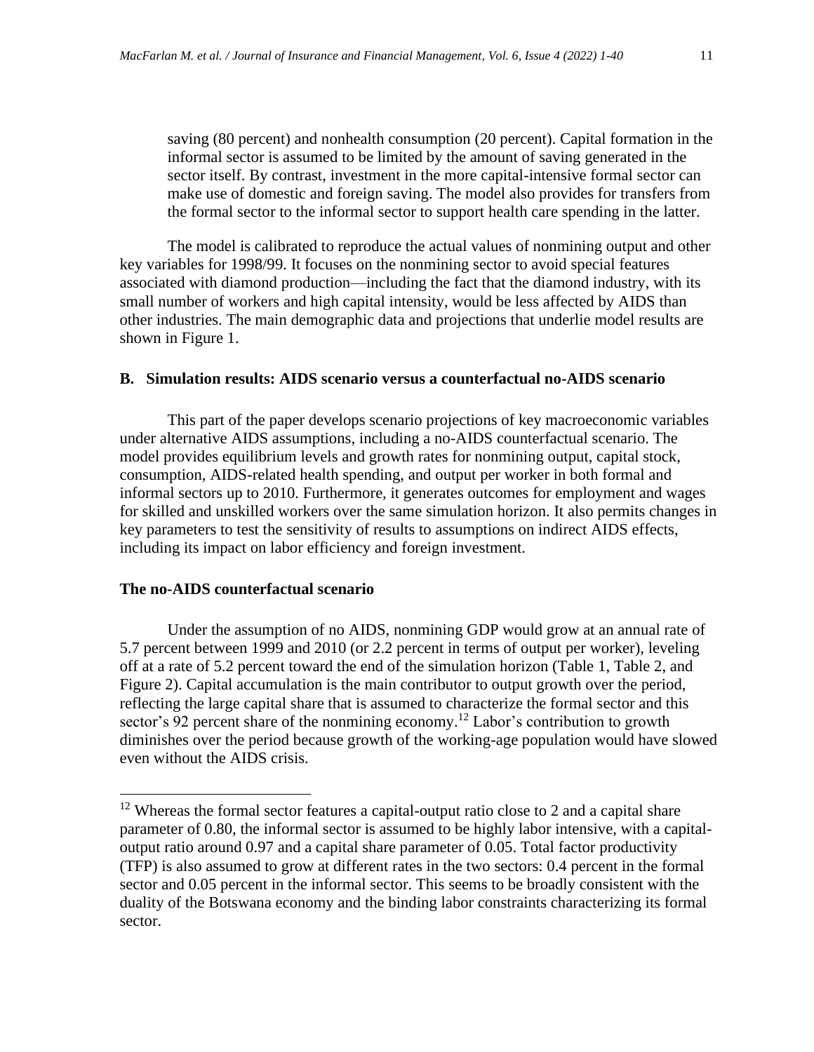saving (80 percent) and nonhealth consumption (20 percent). Capital formation in the informal sector is assumed to be limited by the amount of saving generated in the sector itself. By contrast, investment in the more capital-intensive formal sector can make use of domestic and foreign saving. The model also provides for transfers from the formal sector to the informal sector to support health care spending in the latter.

The model is calibrated to reproduce the actual values of nonmining output and other key variables for 1998/99. It focuses on the nonmining sector to avoid special features associated with diamond production—including the fact that the diamond industry, with its small number of workers and high capital intensity, would be less affected by AIDS than other industries. The main demographic data and projections that underlie model results are shown in Figure 1.

## B. Simulation results: AIDS scenario versus a counterfactual no-AIDS scenario

This part of the paper develops scenario projections of key macroeconomic variables under alternative AIDS assumptions, including a no-AIDS counterfactual scenario. The model provides equilibrium levels and growth rates for nonmining output, capital stock, consumption, AIDS-related health spending, and output per worker in both formal and informal sectors up to 2010. Furthermore, it generates outcomes for employment and wages for skilled and unskilled workers over the same simulation horizon. It also permits changes in key parameters to test the sensitivity of results to assumptions on indirect AIDS effects, including its impact on labor efficiency and foreign investment.

### The no-AIDS counterfactual scenario

Under the assumption of no AIDS, nonmining GDP would grow at an annual rate of 5.7 percent between 1999 and 2010 (or 2.2 percent in terms of output per worker), leveling off at a rate of 5.2 percent toward the end of the simulation horizon (Table 1, Table 2, and Figure 2). Capital accumulation is the main contributor to output growth over the period, reflecting the large capital share that is assumed to characterize the formal sector and this sector's 92 percent share of the nonmining economy.[12] Labor's contribution to growth diminishes over the period because growth of the working-age population would have slowed even without the AIDS crisis.

---

[12] Whereas the formal sector features a capital-output ratio close to 2 and a capital share parameter of 0.80, the informal sector is assumed to be highly labor intensive, with a capital-output ratio around 0.97 and a capital share parameter of 0.05. Total factor productivity (TFP) is also assumed to grow at different rates in the two sectors: 0.4 percent in the formal sector and 0.05 percent in the informal sector. This seems to be broadly consistent with the duality of the Botswana economy and the binding labor constraints characterizing its formal sector.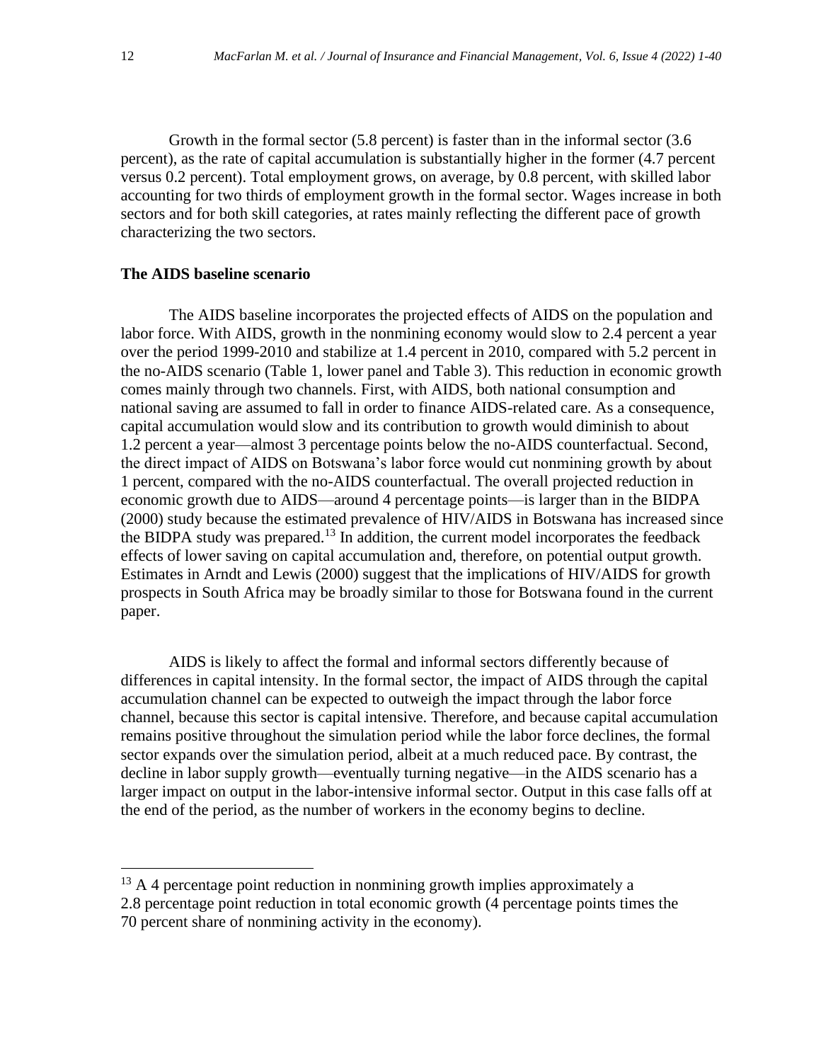Growth in the formal sector (5.8 percent) is faster than in the informal sector (3.6 percent), as the rate of capital accumulation is substantially higher in the former (4.7 percent versus 0.2 percent). Total employment grows, on average, by 0.8 percent, with skilled labor accounting for two thirds of employment growth in the formal sector. Wages increase in both sectors and for both skill categories, at rates mainly reflecting the different pace of growth characterizing the two sectors.

**The AIDS baseline scenario**

The AIDS baseline incorporates the projected effects of AIDS on the population and labor force. With AIDS, growth in the nonmining economy would slow to 2.4 percent a year over the period 1999-2010 and stabilize at 1.4 percent in 2010, compared with 5.2 percent in the no-AIDS scenario (Table 1, lower panel and Table 3). This reduction in economic growth comes mainly through two channels. First, with AIDS, both national consumption and national saving are assumed to fall in order to finance AIDS-related care. As a consequence, capital accumulation would slow and its contribution to growth would diminish to about 1.2 percent a year—almost 3 percentage points below the no-AIDS counterfactual. Second, the direct impact of AIDS on Botswana's labor force would cut nonmining growth by about 1 percent, compared with the no-AIDS counterfactual. The overall projected reduction in economic growth due to AIDS—around 4 percentage points—is larger than in the BIDPA (2000) study because the estimated prevalence of HIV/AIDS in Botswana has increased since the BIDPA study was prepared.[13] In addition, the current model incorporates the feedback effects of lower saving on capital accumulation and, therefore, on potential output growth. Estimates in Arndt and Lewis (2000) suggest that the implications of HIV/AIDS for growth prospects in South Africa may be broadly similar to those for Botswana found in the current paper.

AIDS is likely to affect the formal and informal sectors differently because of differences in capital intensity. In the formal sector, the impact of AIDS through the capital accumulation channel can be expected to outweigh the impact through the labor force channel, because this sector is capital intensive. Therefore, and because capital accumulation remains positive throughout the simulation period while the labor force declines, the formal sector expands over the simulation period, albeit at a much reduced pace. By contrast, the decline in labor supply growth—eventually turning negative—in the AIDS scenario has a larger impact on output in the labor-intensive informal sector. Output in this case falls off at the end of the period, as the number of workers in the economy begins to decline.

---

[13] A 4 percentage point reduction in nonmining growth implies approximately a 2.8 percentage point reduction in total economic growth (4 percentage points times the 70 percent share of nonmining activity in the economy).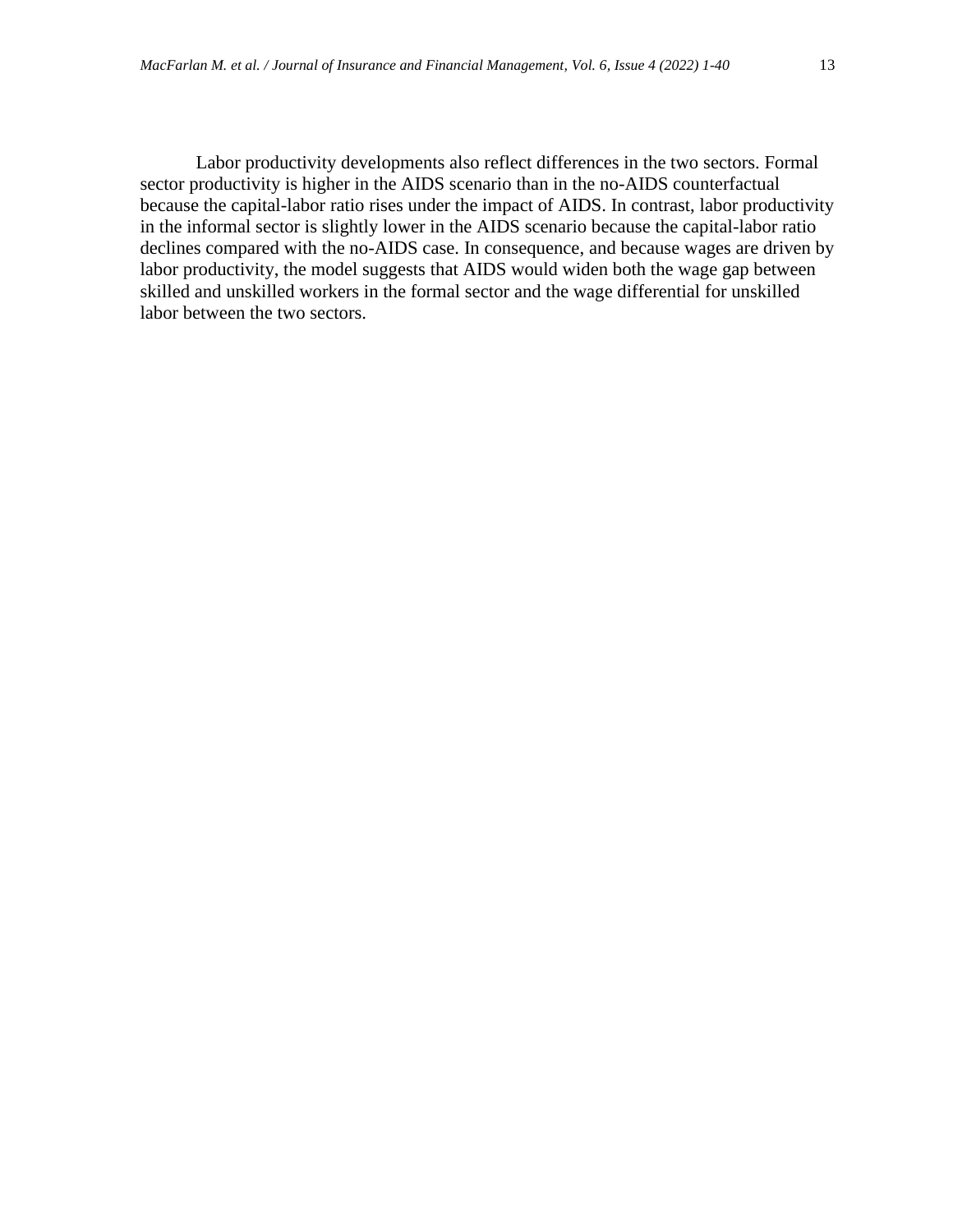Labor productivity developments also reflect differences in the two sectors. Formal sector productivity is higher in the AIDS scenario than in the no-AIDS counterfactual because the capital-labor ratio rises under the impact of AIDS. In contrast, labor productivity in the informal sector is slightly lower in the AIDS scenario because the capital-labor ratio declines compared with the no-AIDS case. In consequence, and because wages are driven by labor productivity, the model suggests that AIDS would widen both the wage gap between skilled and unskilled workers in the formal sector and the wage differential for unskilled labor between the two sectors.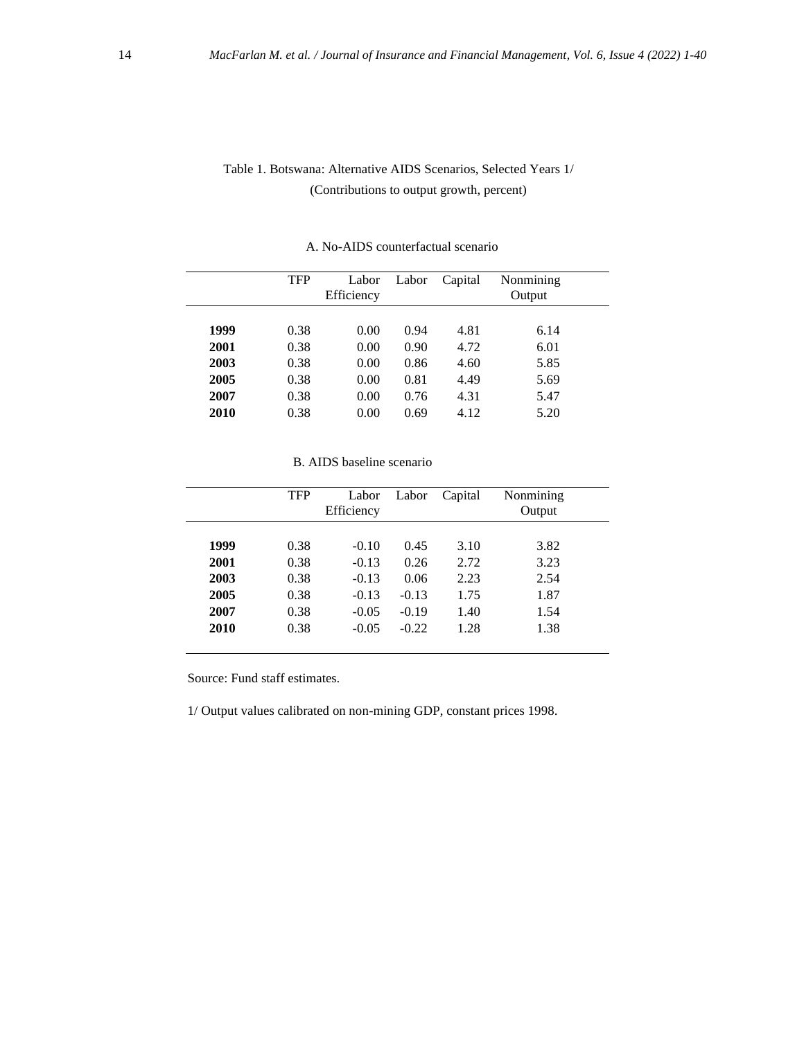Table 1. Botswana: Alternative AIDS Scenarios, Selected Years 1/
(Contributions to output growth, percent)

A. No-AIDS counterfactual scenario

| | TFP | Labor Efficiency | Labor | Capital | Nonmining Output |
|---|---|---|---|---|---|
| **1999** | 0.38 | 0.00 | 0.94 | 4.81 | 6.14 |
| **2001** | 0.38 | 0.00 | 0.90 | 4.72 | 6.01 |
| **2003** | 0.38 | 0.00 | 0.86 | 4.60 | 5.85 |
| **2005** | 0.38 | 0.00 | 0.81 | 4.49 | 5.69 |
| **2007** | 0.38 | 0.00 | 0.76 | 4.31 | 5.47 |
| **2010** | 0.38 | 0.00 | 0.69 | 4.12 | 5.20 |

B. AIDS baseline scenario

| | TFP | Labor Efficiency | Labor | Capital | Nonmining Output |
|---|---|---|---|---|---|
| **1999** | 0.38 | -0.10 | 0.45 | 3.10 | 3.82 |
| **2001** | 0.38 | -0.13 | 0.26 | 2.72 | 3.23 |
| **2003** | 0.38 | -0.13 | 0.06 | 2.23 | 2.54 |
| **2005** | 0.38 | -0.13 | -0.13 | 1.75 | 1.87 |
| **2007** | 0.38 | -0.05 | -0.19 | 1.40 | 1.54 |
| **2010** | 0.38 | -0.05 | -0.22 | 1.28 | 1.38 |

Source: Fund staff estimates.

1/ Output values calibrated on non-mining GDP, constant prices 1998.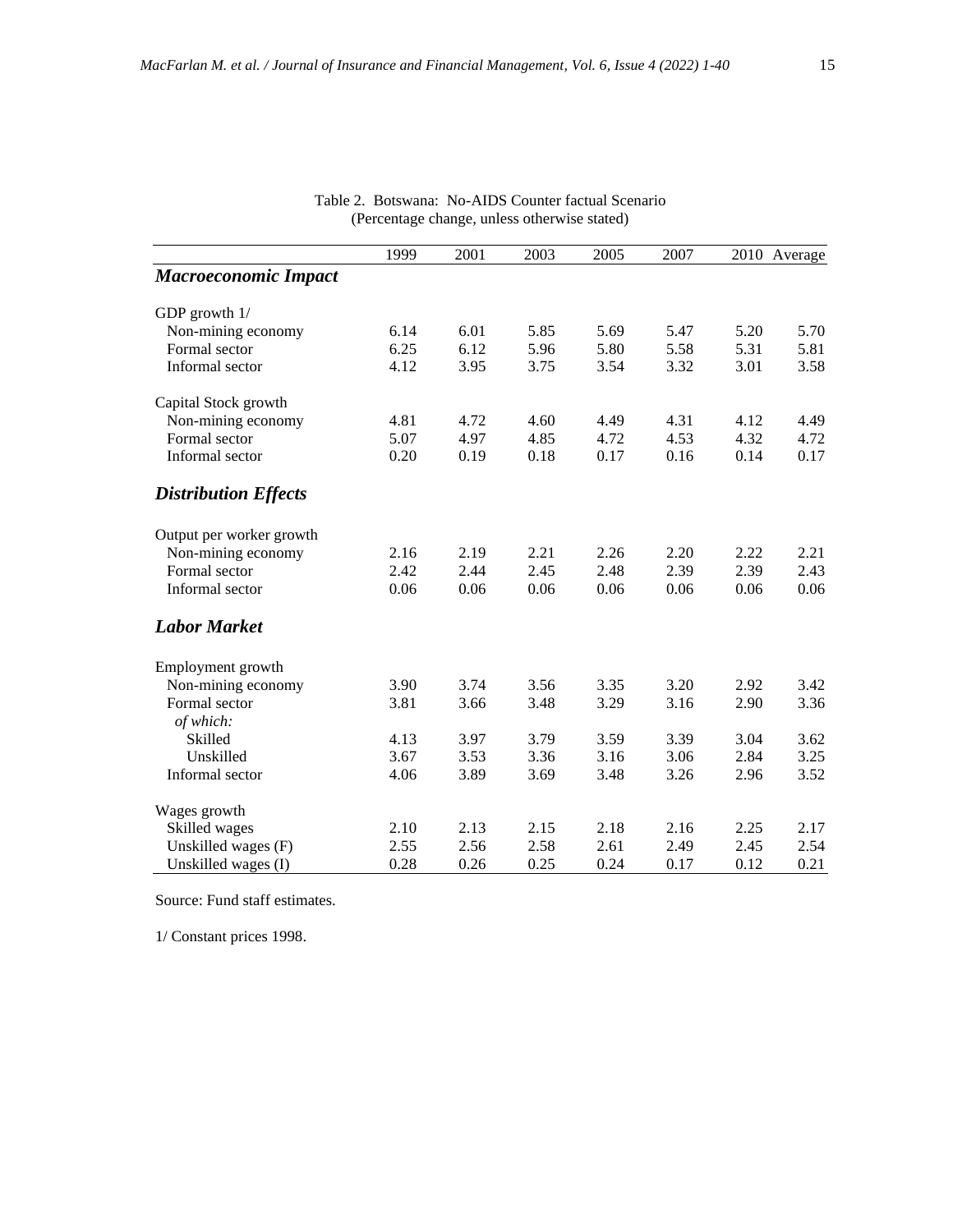Table 2. Botswana: No-AIDS Counter factual Scenario
(Percentage change, unless otherwise stated)

| | 1999 | 2001 | 2003 | 2005 | 2007 | 2010 | Average |
|---|---|---|---|---|---|---|---|
| ***Macroeconomic Impact*** | | | | | | | |
| GDP growth 1/ | | | | | | | |
| Non-mining economy | 6.14 | 6.01 | 5.85 | 5.69 | 5.47 | 5.20 | 5.70 |
| Formal sector | 6.25 | 6.12 | 5.96 | 5.80 | 5.58 | 5.31 | 5.81 |
| Informal sector | 4.12 | 3.95 | 3.75 | 3.54 | 3.32 | 3.01 | 3.58 |
| Capital Stock growth | | | | | | | |
| Non-mining economy | 4.81 | 4.72 | 4.60 | 4.49 | 4.31 | 4.12 | 4.49 |
| Formal sector | 5.07 | 4.97 | 4.85 | 4.72 | 4.53 | 4.32 | 4.72 |
| Informal sector | 0.20 | 0.19 | 0.18 | 0.17 | 0.16 | 0.14 | 0.17 |
| ***Distribution Effects*** | | | | | | | |
| Output per worker growth | | | | | | | |
| Non-mining economy | 2.16 | 2.19 | 2.21 | 2.26 | 2.20 | 2.22 | 2.21 |
| Formal sector | 2.42 | 2.44 | 2.45 | 2.48 | 2.39 | 2.39 | 2.43 |
| Informal sector | 0.06 | 0.06 | 0.06 | 0.06 | 0.06 | 0.06 | 0.06 |
| ***Labor Market*** | | | | | | | |
| Employment growth | | | | | | | |
| Non-mining economy | 3.90 | 3.74 | 3.56 | 3.35 | 3.20 | 2.92 | 3.42 |
| Formal sector | 3.81 | 3.66 | 3.48 | 3.29 | 3.16 | 2.90 | 3.36 |
| *of which:* | | | | | | | |
| Skilled | 4.13 | 3.97 | 3.79 | 3.59 | 3.39 | 3.04 | 3.62 |
| Unskilled | 3.67 | 3.53 | 3.36 | 3.16 | 3.06 | 2.84 | 3.25 |
| Informal sector | 4.06 | 3.89 | 3.69 | 3.48 | 3.26 | 2.96 | 3.52 |
| Wages growth | | | | | | | |
| Skilled wages | 2.10 | 2.13 | 2.15 | 2.18 | 2.16 | 2.25 | 2.17 |
| Unskilled wages (F) | 2.55 | 2.56 | 2.58 | 2.61 | 2.49 | 2.45 | 2.54 |
| Unskilled wages (I) | 0.28 | 0.26 | 0.25 | 0.24 | 0.17 | 0.12 | 0.21 |

Source: Fund staff estimates.

1/ Constant prices 1998.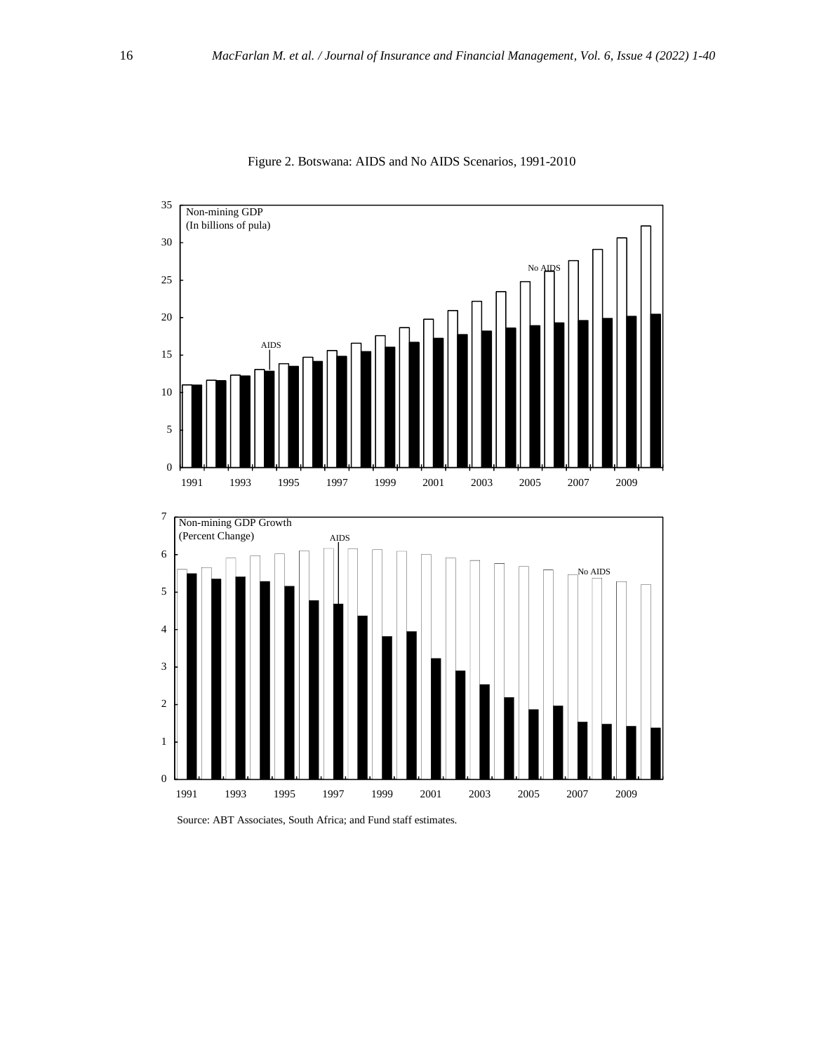Figure 2. Botswana: AIDS and No AIDS Scenarios, 1991-2010

Source: ABT Associates, South Africa; and Fund staff estimates.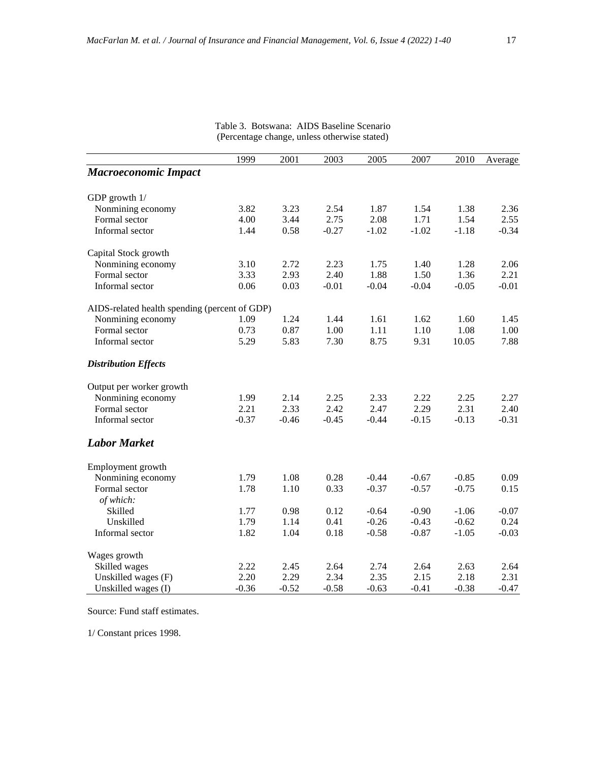Table 3. Botswana: AIDS Baseline Scenario
(Percentage change, unless otherwise stated)

| | 1999 | 2001 | 2003 | 2005 | 2007 | 2010 | Average |
|---|---|---|---|---|---|---|---|
| ***Macroeconomic Impact*** | | | | | | | |
| GDP growth 1/ | | | | | | | |
| Nonmining economy | 3.82 | 3.23 | 2.54 | 1.87 | 1.54 | 1.38 | 2.36 |
| Formal sector | 4.00 | 3.44 | 2.75 | 2.08 | 1.71 | 1.54 | 2.55 |
| Informal sector | 1.44 | 0.58 | -0.27 | -1.02 | -1.02 | -1.18 | -0.34 |
| Capital Stock growth | | | | | | | |
| Nonmining economy | 3.10 | 2.72 | 2.23 | 1.75 | 1.40 | 1.28 | 2.06 |
| Formal sector | 3.33 | 2.93 | 2.40 | 1.88 | 1.50 | 1.36 | 2.21 |
| Informal sector | 0.06 | 0.03 | -0.01 | -0.04 | -0.04 | -0.05 | -0.01 |
| AIDS-related health spending (percent of GDP) | | | | | | | |
| Nonmining economy | 1.09 | 1.24 | 1.44 | 1.61 | 1.62 | 1.60 | 1.45 |
| Formal sector | 0.73 | 0.87 | 1.00 | 1.11 | 1.10 | 1.08 | 1.00 |
| Informal sector | 5.29 | 5.83 | 7.30 | 8.75 | 9.31 | 10.05 | 7.88 |
| ***Distribution Effects*** | | | | | | | |
| Output per worker growth | | | | | | | |
| Nonmining economy | 1.99 | 2.14 | 2.25 | 2.33 | 2.22 | 2.25 | 2.27 |
| Formal sector | 2.21 | 2.33 | 2.42 | 2.47 | 2.29 | 2.31 | 2.40 |
| Informal sector | -0.37 | -0.46 | -0.45 | -0.44 | -0.15 | -0.13 | -0.31 |
| ***Labor Market*** | | | | | | | |
| Employment growth | | | | | | | |
| Nonmining economy | 1.79 | 1.08 | 0.28 | -0.44 | -0.67 | -0.85 | 0.09 |
| Formal sector | 1.78 | 1.10 | 0.33 | -0.37 | -0.57 | -0.75 | 0.15 |
| *of which:* | | | | | | | |
| Skilled | 1.77 | 0.98 | 0.12 | -0.64 | -0.90 | -1.06 | -0.07 |
| Unskilled | 1.79 | 1.14 | 0.41 | -0.26 | -0.43 | -0.62 | 0.24 |
| Informal sector | 1.82 | 1.04 | 0.18 | -0.58 | -0.87 | -1.05 | -0.03 |
| Wages growth | | | | | | | |
| Skilled wages | 2.22 | 2.45 | 2.64 | 2.74 | 2.64 | 2.63 | 2.64 |
| Unskilled wages (F) | 2.20 | 2.29 | 2.34 | 2.35 | 2.15 | 2.18 | 2.31 |
| Unskilled wages (I) | -0.36 | -0.52 | -0.58 | -0.63 | -0.41 | -0.38 | -0.47 |

Source: Fund staff estimates.

1/ Constant prices 1998.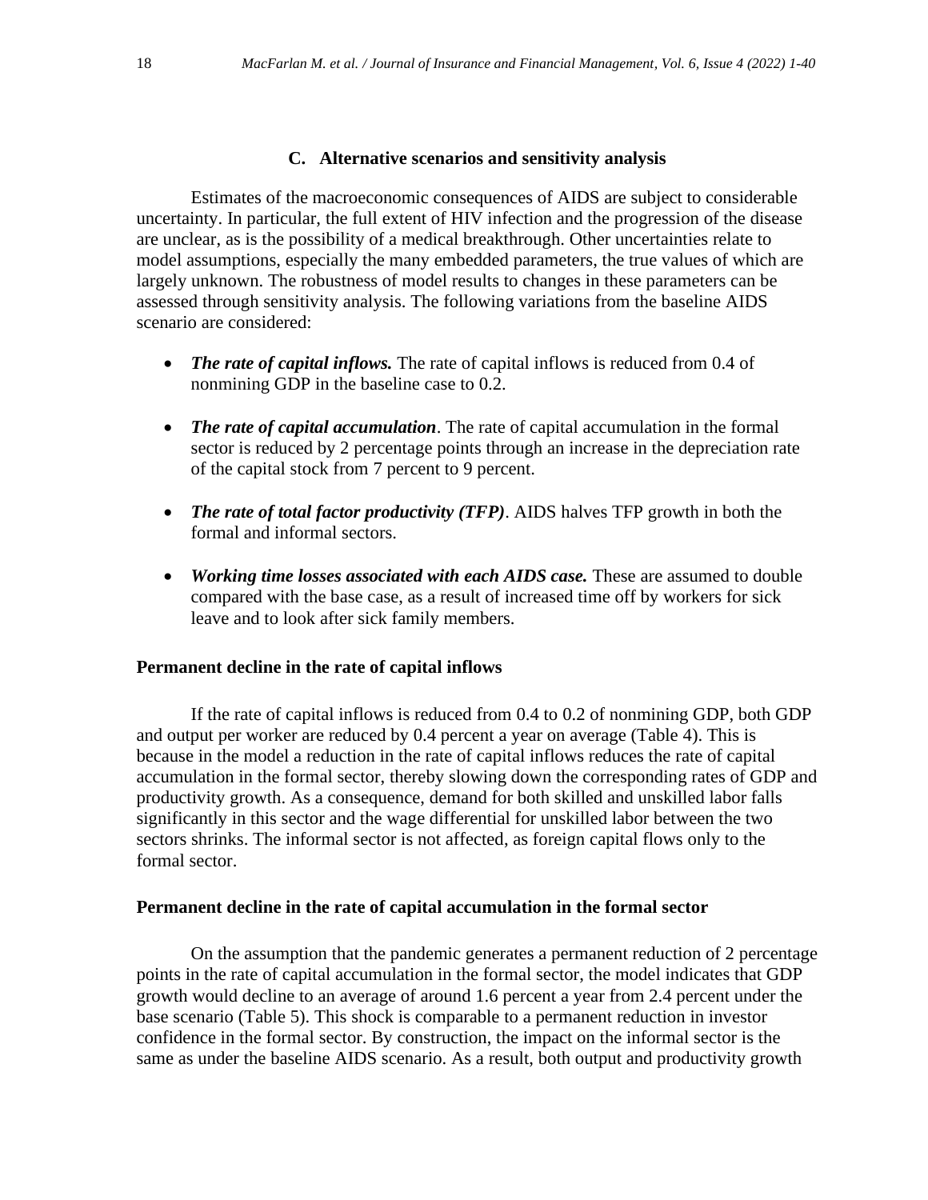### C. Alternative scenarios and sensitivity analysis

Estimates of the macroeconomic consequences of AIDS are subject to considerable uncertainty. In particular, the full extent of HIV infection and the progression of the disease are unclear, as is the possibility of a medical breakthrough. Other uncertainties relate to model assumptions, especially the many embedded parameters, the true values of which are largely unknown. The robustness of model results to changes in these parameters can be assessed through sensitivity analysis. The following variations from the baseline AIDS scenario are considered:

- ***The rate of capital inflows.*** The rate of capital inflows is reduced from 0.4 of nonmining GDP in the baseline case to 0.2.
- ***The rate of capital accumulation***. The rate of capital accumulation in the formal sector is reduced by 2 percentage points through an increase in the depreciation rate of the capital stock from 7 percent to 9 percent.
- ***The rate of total factor productivity (TFP)***. AIDS halves TFP growth in both the formal and informal sectors.
- ***Working time losses associated with each AIDS case.*** These are assumed to double compared with the base case, as a result of increased time off by workers for sick leave and to look after sick family members.

**Permanent decline in the rate of capital inflows**

If the rate of capital inflows is reduced from 0.4 to 0.2 of nonmining GDP, both GDP and output per worker are reduced by 0.4 percent a year on average (Table 4). This is because in the model a reduction in the rate of capital inflows reduces the rate of capital accumulation in the formal sector, thereby slowing down the corresponding rates of GDP and productivity growth. As a consequence, demand for both skilled and unskilled labor falls significantly in this sector and the wage differential for unskilled labor between the two sectors shrinks. The informal sector is not affected, as foreign capital flows only to the formal sector.

**Permanent decline in the rate of capital accumulation in the formal sector**

On the assumption that the pandemic generates a permanent reduction of 2 percentage points in the rate of capital accumulation in the formal sector, the model indicates that GDP growth would decline to an average of around 1.6 percent a year from 2.4 percent under the base scenario (Table 5). This shock is comparable to a permanent reduction in investor confidence in the formal sector. By construction, the impact on the informal sector is the same as under the baseline AIDS scenario. As a result, both output and productivity growth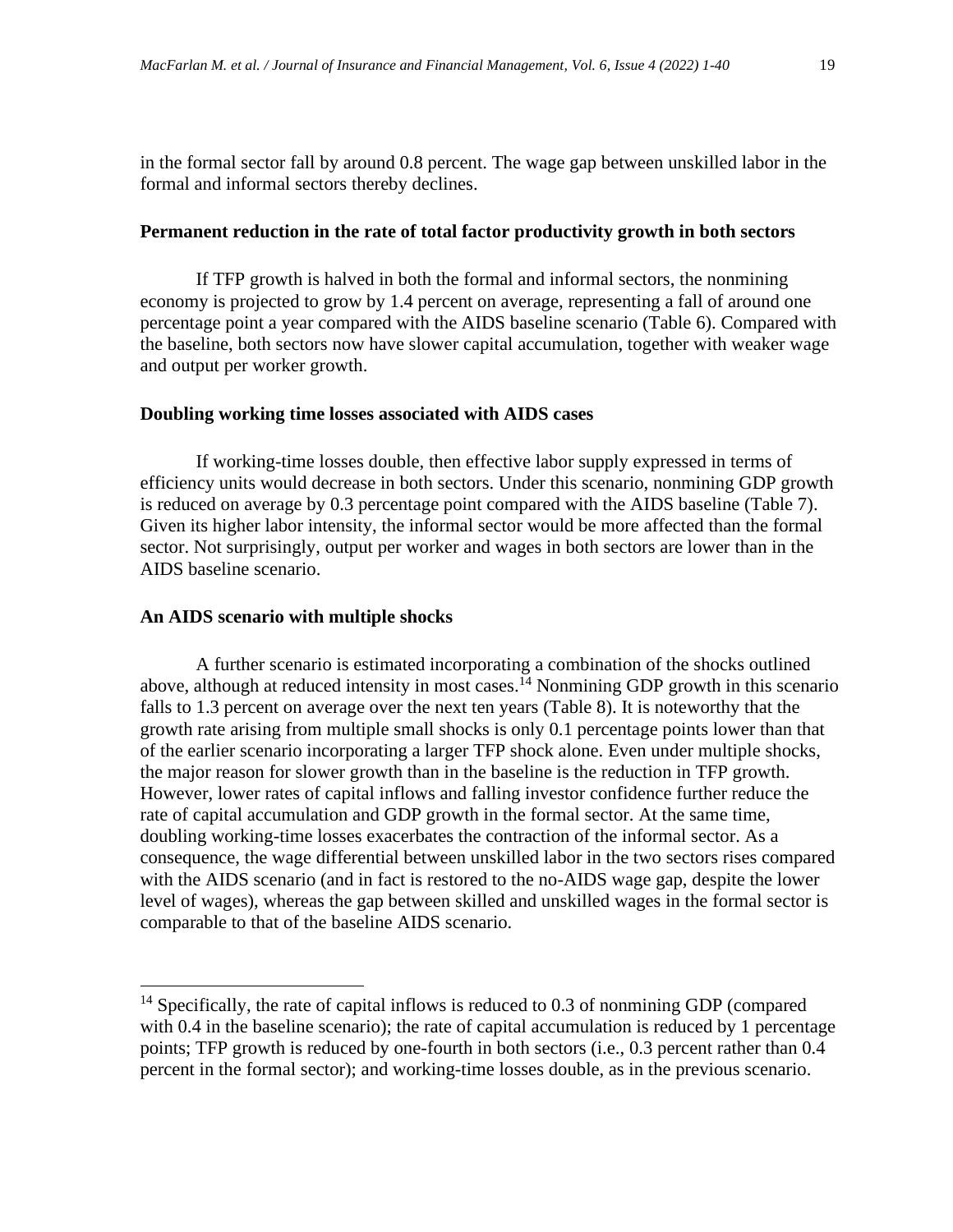in the formal sector fall by around 0.8 percent. The wage gap between unskilled labor in the formal and informal sectors thereby declines.

**Permanent reduction in the rate of total factor productivity growth in both sectors**

If TFP growth is halved in both the formal and informal sectors, the nonmining economy is projected to grow by 1.4 percent on average, representing a fall of around one percentage point a year compared with the AIDS baseline scenario (Table 6). Compared with the baseline, both sectors now have slower capital accumulation, together with weaker wage and output per worker growth.

**Doubling working time losses associated with AIDS cases**

If working-time losses double, then effective labor supply expressed in terms of efficiency units would decrease in both sectors. Under this scenario, nonmining GDP growth is reduced on average by 0.3 percentage point compared with the AIDS baseline (Table 7). Given its higher labor intensity, the informal sector would be more affected than the formal sector. Not surprisingly, output per worker and wages in both sectors are lower than in the AIDS baseline scenario.

**An AIDS scenario with multiple shocks**

A further scenario is estimated incorporating a combination of the shocks outlined above, although at reduced intensity in most cases.[14] Nonmining GDP growth in this scenario falls to 1.3 percent on average over the next ten years (Table 8). It is noteworthy that the growth rate arising from multiple small shocks is only 0.1 percentage points lower than that of the earlier scenario incorporating a larger TFP shock alone. Even under multiple shocks, the major reason for slower growth than in the baseline is the reduction in TFP growth. However, lower rates of capital inflows and falling investor confidence further reduce the rate of capital accumulation and GDP growth in the formal sector. At the same time, doubling working-time losses exacerbates the contraction of the informal sector. As a consequence, the wage differential between unskilled labor in the two sectors rises compared with the AIDS scenario (and in fact is restored to the no-AIDS wage gap, despite the lower level of wages), whereas the gap between skilled and unskilled wages in the formal sector is comparable to that of the baseline AIDS scenario.

---

[14] Specifically, the rate of capital inflows is reduced to 0.3 of nonmining GDP (compared with 0.4 in the baseline scenario); the rate of capital accumulation is reduced by 1 percentage points; TFP growth is reduced by one-fourth in both sectors (i.e., 0.3 percent rather than 0.4 percent in the formal sector); and working-time losses double, as in the previous scenario.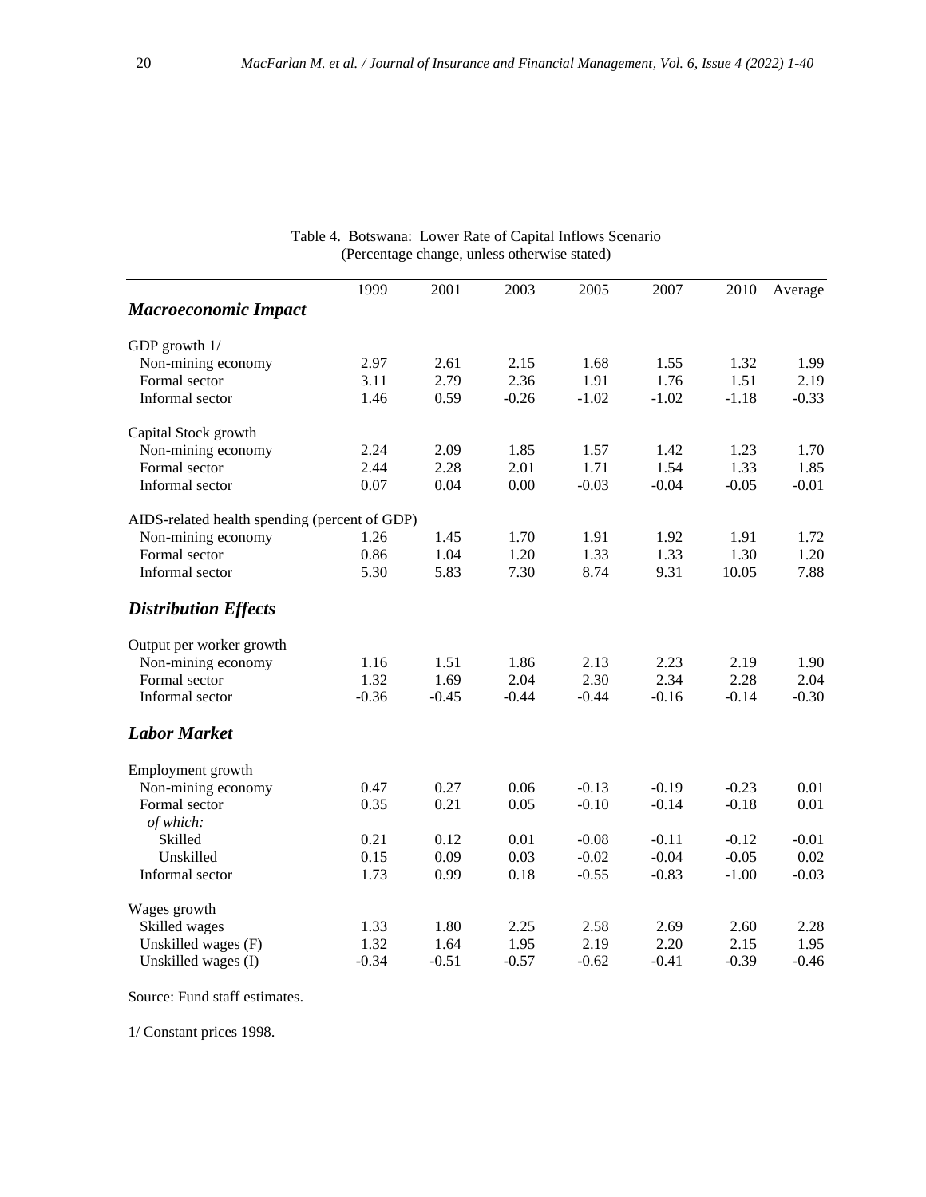Table 4. Botswana: Lower Rate of Capital Inflows Scenario
(Percentage change, unless otherwise stated)

| | 1999 | 2001 | 2003 | 2005 | 2007 | 2010 | Average |
|---|---|---|---|---|---|---|---|
| ***Macroeconomic Impact*** | | | | | | | |
| GDP growth 1/ | | | | | | | |
| Non-mining economy | 2.97 | 2.61 | 2.15 | 1.68 | 1.55 | 1.32 | 1.99 |
| Formal sector | 3.11 | 2.79 | 2.36 | 1.91 | 1.76 | 1.51 | 2.19 |
| Informal sector | 1.46 | 0.59 | -0.26 | -1.02 | -1.02 | -1.18 | -0.33 |
| Capital Stock growth | | | | | | | |
| Non-mining economy | 2.24 | 2.09 | 1.85 | 1.57 | 1.42 | 1.23 | 1.70 |
| Formal sector | 2.44 | 2.28 | 2.01 | 1.71 | 1.54 | 1.33 | 1.85 |
| Informal sector | 0.07 | 0.04 | 0.00 | -0.03 | -0.04 | -0.05 | -0.01 |
| AIDS-related health spending (percent of GDP) | | | | | | | |
| Non-mining economy | 1.26 | 1.45 | 1.70 | 1.91 | 1.92 | 1.91 | 1.72 |
| Formal sector | 0.86 | 1.04 | 1.20 | 1.33 | 1.33 | 1.30 | 1.20 |
| Informal sector | 5.30 | 5.83 | 7.30 | 8.74 | 9.31 | 10.05 | 7.88 |
| ***Distribution Effects*** | | | | | | | |
| Output per worker growth | | | | | | | |
| Non-mining economy | 1.16 | 1.51 | 1.86 | 2.13 | 2.23 | 2.19 | 1.90 |
| Formal sector | 1.32 | 1.69 | 2.04 | 2.30 | 2.34 | 2.28 | 2.04 |
| Informal sector | -0.36 | -0.45 | -0.44 | -0.44 | -0.16 | -0.14 | -0.30 |
| ***Labor Market*** | | | | | | | |
| Employment growth | | | | | | | |
| Non-mining economy | 0.47 | 0.27 | 0.06 | -0.13 | -0.19 | -0.23 | 0.01 |
| Formal sector | 0.35 | 0.21 | 0.05 | -0.10 | -0.14 | -0.18 | 0.01 |
| *of which:* | | | | | | | |
| Skilled | 0.21 | 0.12 | 0.01 | -0.08 | -0.11 | -0.12 | -0.01 |
| Unskilled | 0.15 | 0.09 | 0.03 | -0.02 | -0.04 | -0.05 | 0.02 |
| Informal sector | 1.73 | 0.99 | 0.18 | -0.55 | -0.83 | -1.00 | -0.03 |
| Wages growth | | | | | | | |
| Skilled wages | 1.33 | 1.80 | 2.25 | 2.58 | 2.69 | 2.60 | 2.28 |
| Unskilled wages (F) | 1.32 | 1.64 | 1.95 | 2.19 | 2.20 | 2.15 | 1.95 |
| Unskilled wages (I) | -0.34 | -0.51 | -0.57 | -0.62 | -0.41 | -0.39 | -0.46 |

Source: Fund staff estimates.

1/ Constant prices 1998.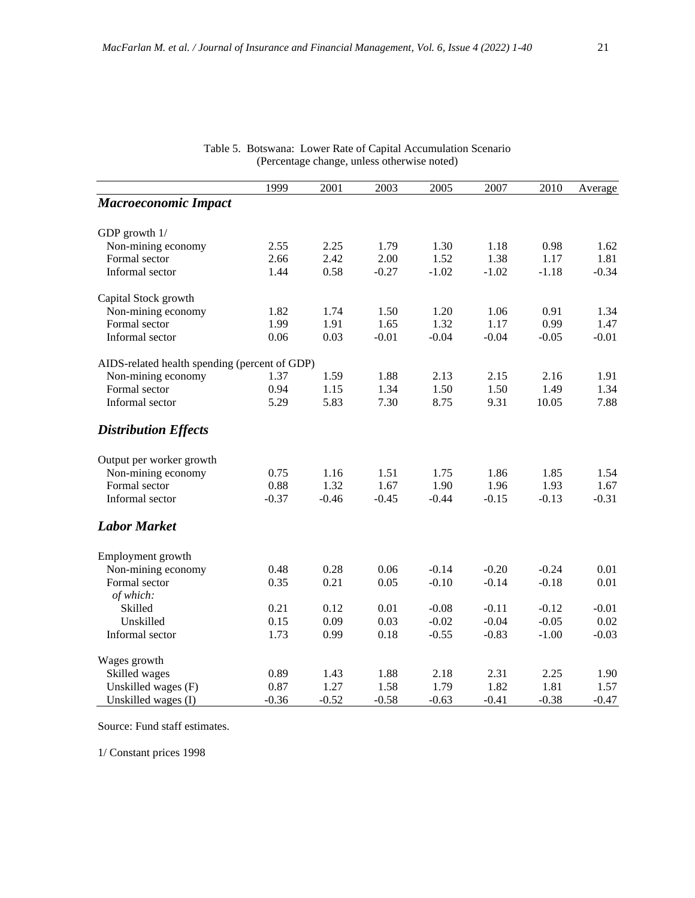Table 5. Botswana: Lower Rate of Capital Accumulation Scenario
(Percentage change, unless otherwise noted)

| | 1999 | 2001 | 2003 | 2005 | 2007 | 2010 | Average |
|---|---|---|---|---|---|---|---|
| ***Macroeconomic Impact*** | | | | | | | |
| GDP growth 1/ | | | | | | | |
| Non-mining economy | 2.55 | 2.25 | 1.79 | 1.30 | 1.18 | 0.98 | 1.62 |
| Formal sector | 2.66 | 2.42 | 2.00 | 1.52 | 1.38 | 1.17 | 1.81 |
| Informal sector | 1.44 | 0.58 | -0.27 | -1.02 | -1.02 | -1.18 | -0.34 |
| Capital Stock growth | | | | | | | |
| Non-mining economy | 1.82 | 1.74 | 1.50 | 1.20 | 1.06 | 0.91 | 1.34 |
| Formal sector | 1.99 | 1.91 | 1.65 | 1.32 | 1.17 | 0.99 | 1.47 |
| Informal sector | 0.06 | 0.03 | -0.01 | -0.04 | -0.04 | -0.05 | -0.01 |
| AIDS-related health spending (percent of GDP) | | | | | | | |
| Non-mining economy | 1.37 | 1.59 | 1.88 | 2.13 | 2.15 | 2.16 | 1.91 |
| Formal sector | 0.94 | 1.15 | 1.34 | 1.50 | 1.50 | 1.49 | 1.34 |
| Informal sector | 5.29 | 5.83 | 7.30 | 8.75 | 9.31 | 10.05 | 7.88 |
| ***Distribution Effects*** | | | | | | | |
| Output per worker growth | | | | | | | |
| Non-mining economy | 0.75 | 1.16 | 1.51 | 1.75 | 1.86 | 1.85 | 1.54 |
| Formal sector | 0.88 | 1.32 | 1.67 | 1.90 | 1.96 | 1.93 | 1.67 |
| Informal sector | -0.37 | -0.46 | -0.45 | -0.44 | -0.15 | -0.13 | -0.31 |
| ***Labor Market*** | | | | | | | |
| Employment growth | | | | | | | |
| Non-mining economy | 0.48 | 0.28 | 0.06 | -0.14 | -0.20 | -0.24 | 0.01 |
| Formal sector | 0.35 | 0.21 | 0.05 | -0.10 | -0.14 | -0.18 | 0.01 |
| *of which:* | | | | | | | |
| Skilled | 0.21 | 0.12 | 0.01 | -0.08 | -0.11 | -0.12 | -0.01 |
| Unskilled | 0.15 | 0.09 | 0.03 | -0.02 | -0.04 | -0.05 | 0.02 |
| Informal sector | 1.73 | 0.99 | 0.18 | -0.55 | -0.83 | -1.00 | -0.03 |
| Wages growth | | | | | | | |
| Skilled wages | 0.89 | 1.43 | 1.88 | 2.18 | 2.31 | 2.25 | 1.90 |
| Unskilled wages (F) | 0.87 | 1.27 | 1.58 | 1.79 | 1.82 | 1.81 | 1.57 |
| Unskilled wages (I) | -0.36 | -0.52 | -0.58 | -0.63 | -0.41 | -0.38 | -0.47 |

Source: Fund staff estimates.

1/ Constant prices 1998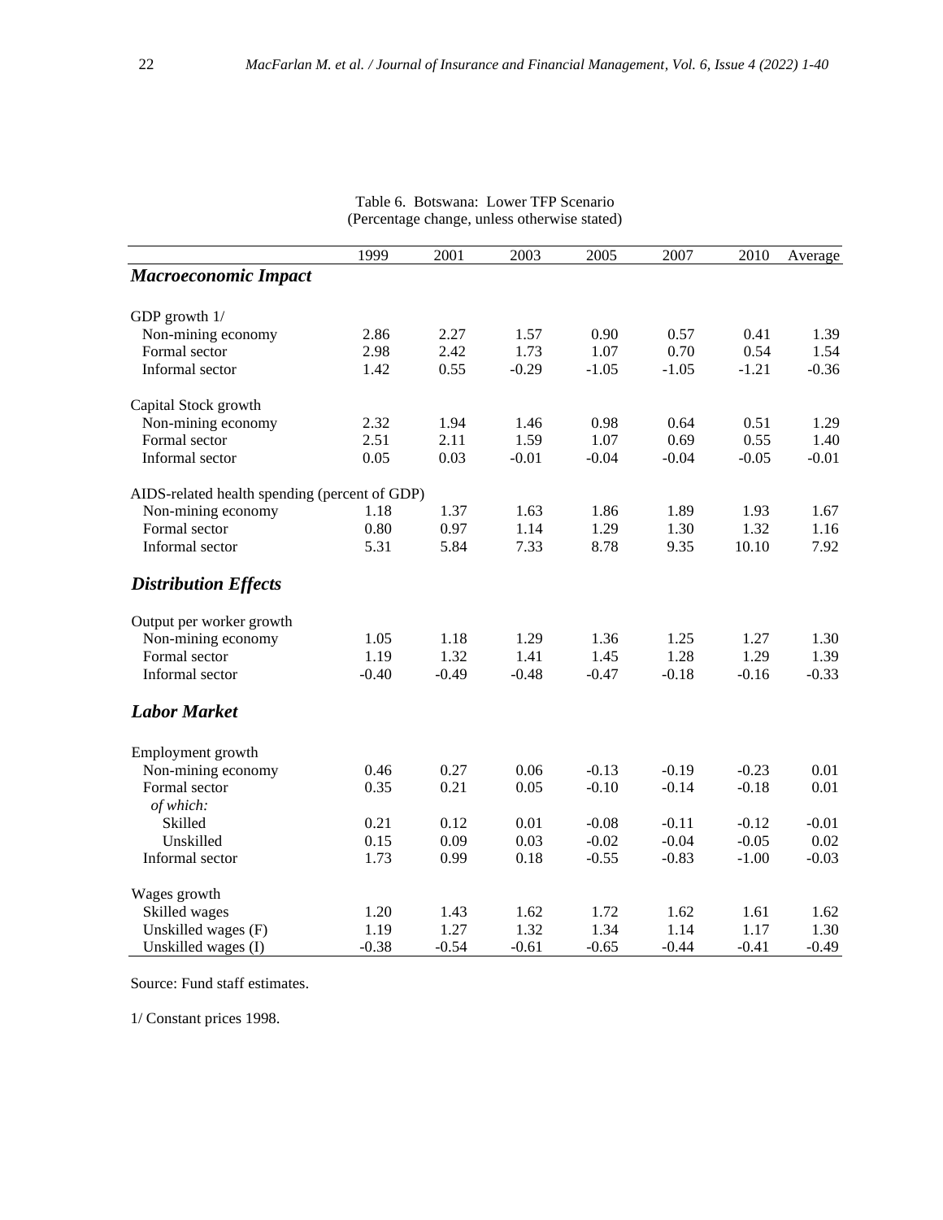Table 6. Botswana: Lower TFP Scenario
(Percentage change, unless otherwise stated)

| | 1999 | 2001 | 2003 | 2005 | 2007 | 2010 | Average |
|---|---|---|---|---|---|---|---|
| ***Macroeconomic Impact*** | | | | | | | |
| GDP growth 1/ | | | | | | | |
| Non-mining economy | 2.86 | 2.27 | 1.57 | 0.90 | 0.57 | 0.41 | 1.39 |
| Formal sector | 2.98 | 2.42 | 1.73 | 1.07 | 0.70 | 0.54 | 1.54 |
| Informal sector | 1.42 | 0.55 | -0.29 | -1.05 | -1.05 | -1.21 | -0.36 |
| Capital Stock growth | | | | | | | |
| Non-mining economy | 2.32 | 1.94 | 1.46 | 0.98 | 0.64 | 0.51 | 1.29 |
| Formal sector | 2.51 | 2.11 | 1.59 | 1.07 | 0.69 | 0.55 | 1.40 |
| Informal sector | 0.05 | 0.03 | -0.01 | -0.04 | -0.04 | -0.05 | -0.01 |
| AIDS-related health spending (percent of GDP) | | | | | | | |
| Non-mining economy | 1.18 | 1.37 | 1.63 | 1.86 | 1.89 | 1.93 | 1.67 |
| Formal sector | 0.80 | 0.97 | 1.14 | 1.29 | 1.30 | 1.32 | 1.16 |
| Informal sector | 5.31 | 5.84 | 7.33 | 8.78 | 9.35 | 10.10 | 7.92 |
| ***Distribution Effects*** | | | | | | | |
| Output per worker growth | | | | | | | |
| Non-mining economy | 1.05 | 1.18 | 1.29 | 1.36 | 1.25 | 1.27 | 1.30 |
| Formal sector | 1.19 | 1.32 | 1.41 | 1.45 | 1.28 | 1.29 | 1.39 |
| Informal sector | -0.40 | -0.49 | -0.48 | -0.47 | -0.18 | -0.16 | -0.33 |
| ***Labor Market*** | | | | | | | |
| Employment growth | | | | | | | |
| Non-mining economy | 0.46 | 0.27 | 0.06 | -0.13 | -0.19 | -0.23 | 0.01 |
| Formal sector | 0.35 | 0.21 | 0.05 | -0.10 | -0.14 | -0.18 | 0.01 |
| *of which:* | | | | | | | |
| Skilled | 0.21 | 0.12 | 0.01 | -0.08 | -0.11 | -0.12 | -0.01 |
| Unskilled | 0.15 | 0.09 | 0.03 | -0.02 | -0.04 | -0.05 | 0.02 |
| Informal sector | 1.73 | 0.99 | 0.18 | -0.55 | -0.83 | -1.00 | -0.03 |
| Wages growth | | | | | | | |
| Skilled wages | 1.20 | 1.43 | 1.62 | 1.72 | 1.62 | 1.61 | 1.62 |
| Unskilled wages (F) | 1.19 | 1.27 | 1.32 | 1.34 | 1.14 | 1.17 | 1.30 |
| Unskilled wages (I) | -0.38 | -0.54 | -0.61 | -0.65 | -0.44 | -0.41 | -0.49 |

Source: Fund staff estimates.

1/ Constant prices 1998.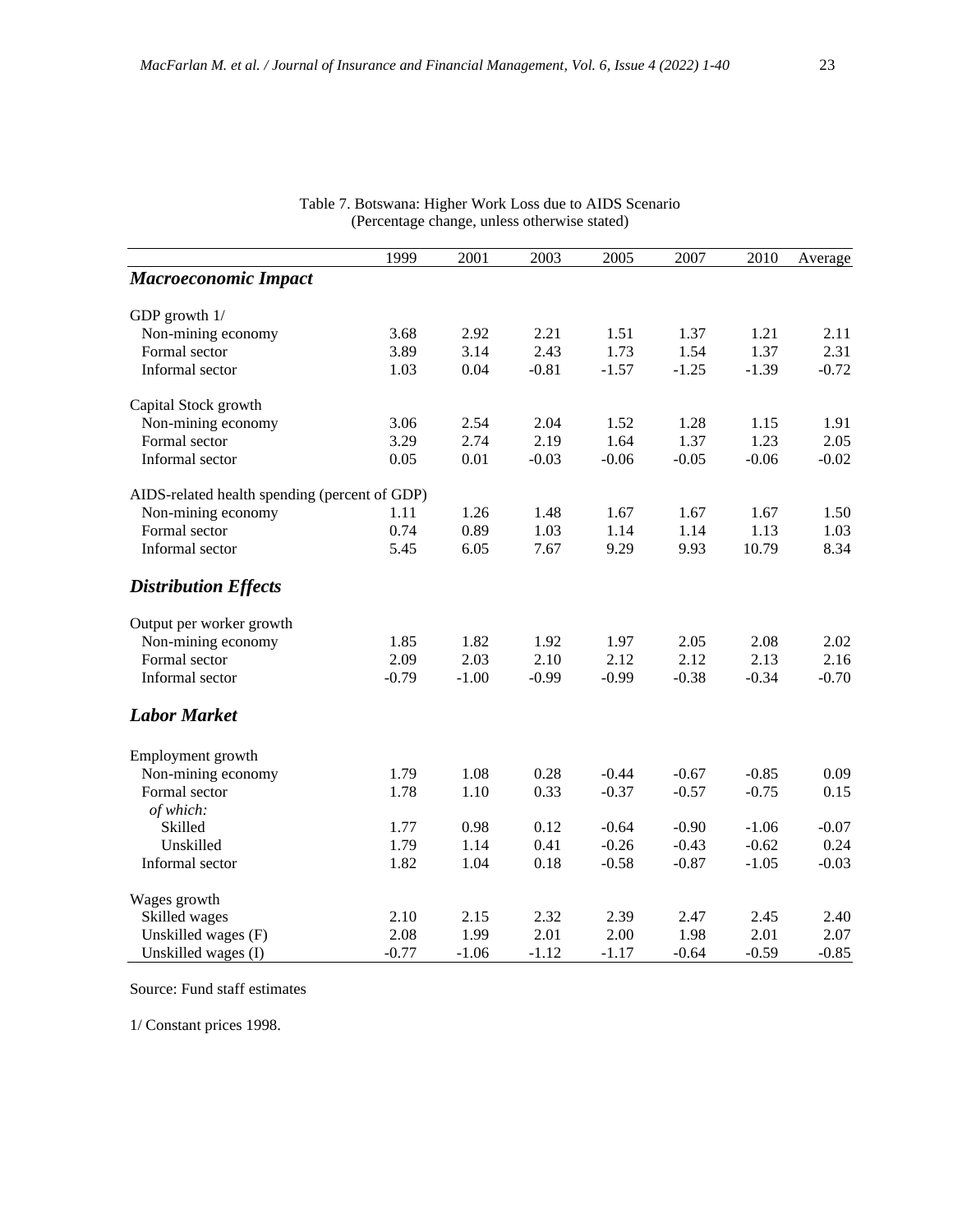Table 7. Botswana: Higher Work Loss due to AIDS Scenario
(Percentage change, unless otherwise stated)

| | 1999 | 2001 | 2003 | 2005 | 2007 | 2010 | Average |
|---|---|---|---|---|---|---|---|
| ***Macroeconomic Impact*** | | | | | | | |
| GDP growth 1/ | | | | | | | |
| Non-mining economy | 3.68 | 2.92 | 2.21 | 1.51 | 1.37 | 1.21 | 2.11 |
| Formal sector | 3.89 | 3.14 | 2.43 | 1.73 | 1.54 | 1.37 | 2.31 |
| Informal sector | 1.03 | 0.04 | -0.81 | -1.57 | -1.25 | -1.39 | -0.72 |
| Capital Stock growth | | | | | | | |
| Non-mining economy | 3.06 | 2.54 | 2.04 | 1.52 | 1.28 | 1.15 | 1.91 |
| Formal sector | 3.29 | 2.74 | 2.19 | 1.64 | 1.37 | 1.23 | 2.05 |
| Informal sector | 0.05 | 0.01 | -0.03 | -0.06 | -0.05 | -0.06 | -0.02 |
| AIDS-related health spending (percent of GDP) | | | | | | | |
| Non-mining economy | 1.11 | 1.26 | 1.48 | 1.67 | 1.67 | 1.67 | 1.50 |
| Formal sector | 0.74 | 0.89 | 1.03 | 1.14 | 1.14 | 1.13 | 1.03 |
| Informal sector | 5.45 | 6.05 | 7.67 | 9.29 | 9.93 | 10.79 | 8.34 |
| ***Distribution Effects*** | | | | | | | |
| Output per worker growth | | | | | | | |
| Non-mining economy | 1.85 | 1.82 | 1.92 | 1.97 | 2.05 | 2.08 | 2.02 |
| Formal sector | 2.09 | 2.03 | 2.10 | 2.12 | 2.12 | 2.13 | 2.16 |
| Informal sector | -0.79 | -1.00 | -0.99 | -0.99 | -0.38 | -0.34 | -0.70 |
| ***Labor Market*** | | | | | | | |
| Employment growth | | | | | | | |
| Non-mining economy | 1.79 | 1.08 | 0.28 | -0.44 | -0.67 | -0.85 | 0.09 |
| Formal sector | 1.78 | 1.10 | 0.33 | -0.37 | -0.57 | -0.75 | 0.15 |
| *of which:* | | | | | | | |
| Skilled | 1.77 | 0.98 | 0.12 | -0.64 | -0.90 | -1.06 | -0.07 |
| Unskilled | 1.79 | 1.14 | 0.41 | -0.26 | -0.43 | -0.62 | 0.24 |
| Informal sector | 1.82 | 1.04 | 0.18 | -0.58 | -0.87 | -1.05 | -0.03 |
| Wages growth | | | | | | | |
| Skilled wages | 2.10 | 2.15 | 2.32 | 2.39 | 2.47 | 2.45 | 2.40 |
| Unskilled wages (F) | 2.08 | 1.99 | 2.01 | 2.00 | 1.98 | 2.01 | 2.07 |
| Unskilled wages (I) | -0.77 | -1.06 | -1.12 | -1.17 | -0.64 | -0.59 | -0.85 |

Source: Fund staff estimates

1/ Constant prices 1998.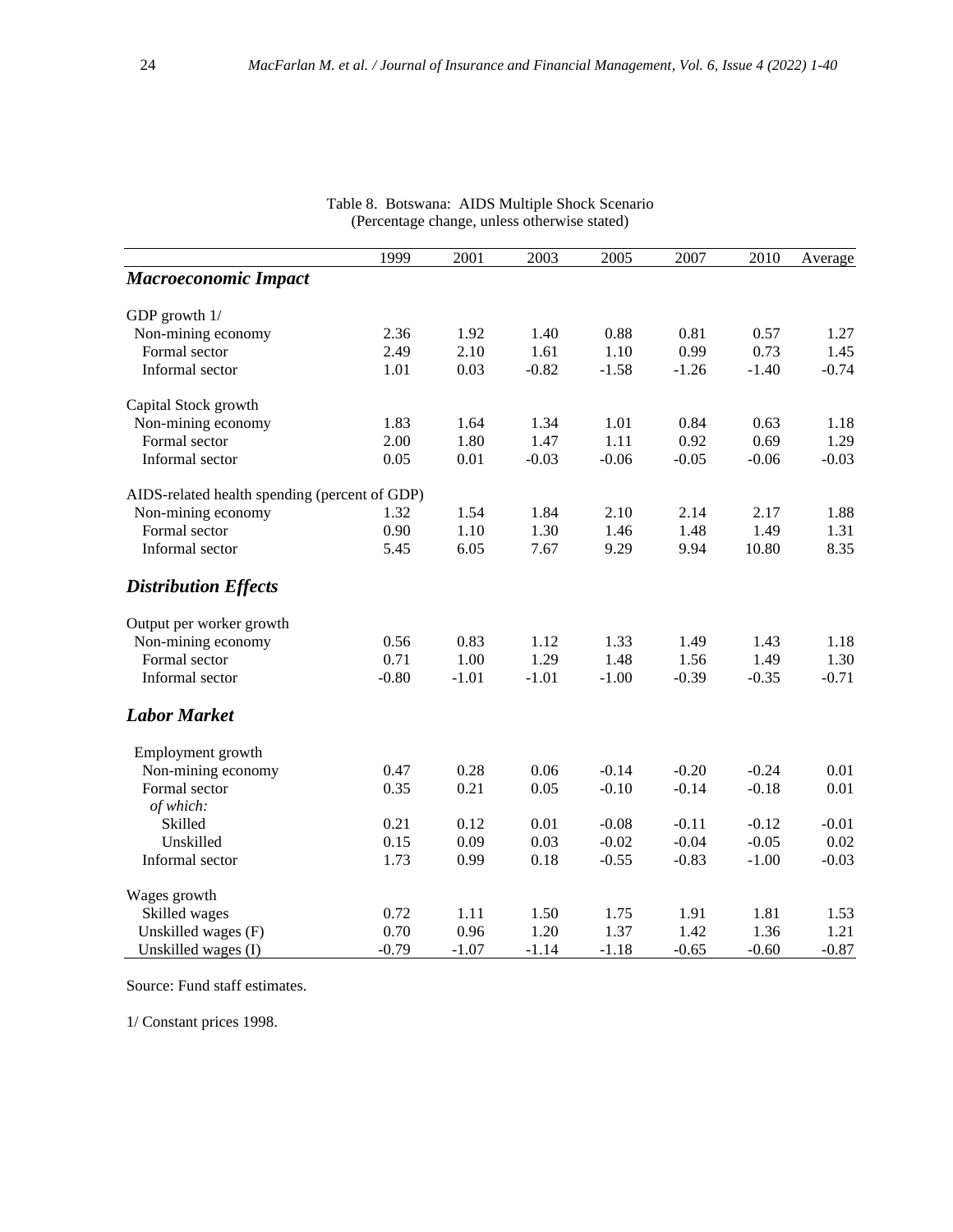Table 8. Botswana: AIDS Multiple Shock Scenario
(Percentage change, unless otherwise stated)

| | 1999 | 2001 | 2003 | 2005 | 2007 | 2010 | Average |
|---|---|---|---|---|---|---|---|
| ***Macroeconomic Impact*** | | | | | | | |
| GDP growth 1/ | | | | | | | |
| Non-mining economy | 2.36 | 1.92 | 1.40 | 0.88 | 0.81 | 0.57 | 1.27 |
| Formal sector | 2.49 | 2.10 | 1.61 | 1.10 | 0.99 | 0.73 | 1.45 |
| Informal sector | 1.01 | 0.03 | -0.82 | -1.58 | -1.26 | -1.40 | -0.74 |
| Capital Stock growth | | | | | | | |
| Non-mining economy | 1.83 | 1.64 | 1.34 | 1.01 | 0.84 | 0.63 | 1.18 |
| Formal sector | 2.00 | 1.80 | 1.47 | 1.11 | 0.92 | 0.69 | 1.29 |
| Informal sector | 0.05 | 0.01 | -0.03 | -0.06 | -0.05 | -0.06 | -0.03 |
| AIDS-related health spending (percent of GDP) | | | | | | | |
| Non-mining economy | 1.32 | 1.54 | 1.84 | 2.10 | 2.14 | 2.17 | 1.88 |
| Formal sector | 0.90 | 1.10 | 1.30 | 1.46 | 1.48 | 1.49 | 1.31 |
| Informal sector | 5.45 | 6.05 | 7.67 | 9.29 | 9.94 | 10.80 | 8.35 |
| ***Distribution Effects*** | | | | | | | |
| Output per worker growth | | | | | | | |
| Non-mining economy | 0.56 | 0.83 | 1.12 | 1.33 | 1.49 | 1.43 | 1.18 |
| Formal sector | 0.71 | 1.00 | 1.29 | 1.48 | 1.56 | 1.49 | 1.30 |
| Informal sector | -0.80 | -1.01 | -1.01 | -1.00 | -0.39 | -0.35 | -0.71 |
| ***Labor Market*** | | | | | | | |
| Employment growth | | | | | | | |
| Non-mining economy | 0.47 | 0.28 | 0.06 | -0.14 | -0.20 | -0.24 | 0.01 |
| Formal sector | 0.35 | 0.21 | 0.05 | -0.10 | -0.14 | -0.18 | 0.01 |
| *of which:* | | | | | | | |
| Skilled | 0.21 | 0.12 | 0.01 | -0.08 | -0.11 | -0.12 | -0.01 |
| Unskilled | 0.15 | 0.09 | 0.03 | -0.02 | -0.04 | -0.05 | 0.02 |
| Informal sector | 1.73 | 0.99 | 0.18 | -0.55 | -0.83 | -1.00 | -0.03 |
| Wages growth | | | | | | | |
| Skilled wages | 0.72 | 1.11 | 1.50 | 1.75 | 1.91 | 1.81 | 1.53 |
| Unskilled wages (F) | 0.70 | 0.96 | 1.20 | 1.37 | 1.42 | 1.36 | 1.21 |
| Unskilled wages (I) | -0.79 | -1.07 | -1.14 | -1.18 | -0.65 | -0.60 | -0.87 |

Source: Fund staff estimates.

1/ Constant prices 1998.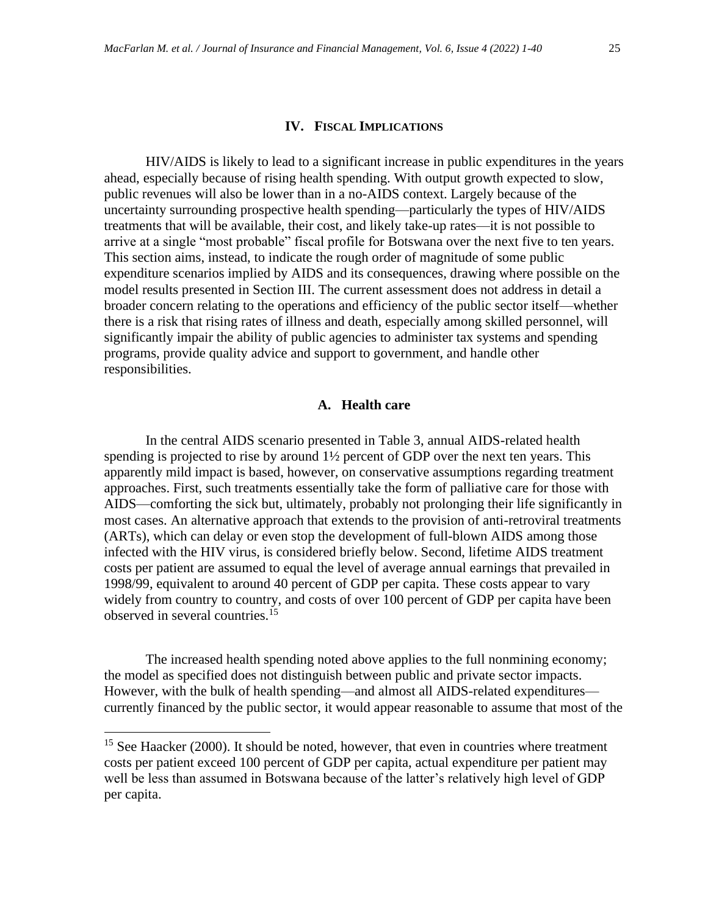## IV. Fiscal Implications

HIV/AIDS is likely to lead to a significant increase in public expenditures in the years ahead, especially because of rising health spending. With output growth expected to slow, public revenues will also be lower than in a no-AIDS context. Largely because of the uncertainty surrounding prospective health spending—particularly the types of HIV/AIDS treatments that will be available, their cost, and likely take-up rates—it is not possible to arrive at a single "most probable" fiscal profile for Botswana over the next five to ten years. This section aims, instead, to indicate the rough order of magnitude of some public expenditure scenarios implied by AIDS and its consequences, drawing where possible on the model results presented in Section III. The current assessment does not address in detail a broader concern relating to the operations and efficiency of the public sector itself—whether there is a risk that rising rates of illness and death, especially among skilled personnel, will significantly impair the ability of public agencies to administer tax systems and spending programs, provide quality advice and support to government, and handle other responsibilities.

### A. Health care

In the central AIDS scenario presented in Table 3, annual AIDS-related health spending is projected to rise by around 1½ percent of GDP over the next ten years. This apparently mild impact is based, however, on conservative assumptions regarding treatment approaches. First, such treatments essentially take the form of palliative care for those with AIDS—comforting the sick but, ultimately, probably not prolonging their life significantly in most cases. An alternative approach that extends to the provision of anti-retroviral treatments (ARTs), which can delay or even stop the development of full-blown AIDS among those infected with the HIV virus, is considered briefly below. Second, lifetime AIDS treatment costs per patient are assumed to equal the level of average annual earnings that prevailed in 1998/99, equivalent to around 40 percent of GDP per capita. These costs appear to vary widely from country to country, and costs of over 100 percent of GDP per capita have been observed in several countries.[15]

The increased health spending noted above applies to the full nonmining economy; the model as specified does not distinguish between public and private sector impacts. However, with the bulk of health spending—and almost all AIDS-related expenditures—currently financed by the public sector, it would appear reasonable to assume that most of the

[15] See Haacker (2000). It should be noted, however, that even in countries where treatment costs per patient exceed 100 percent of GDP per capita, actual expenditure per patient may well be less than assumed in Botswana because of the latter's relatively high level of GDP per capita.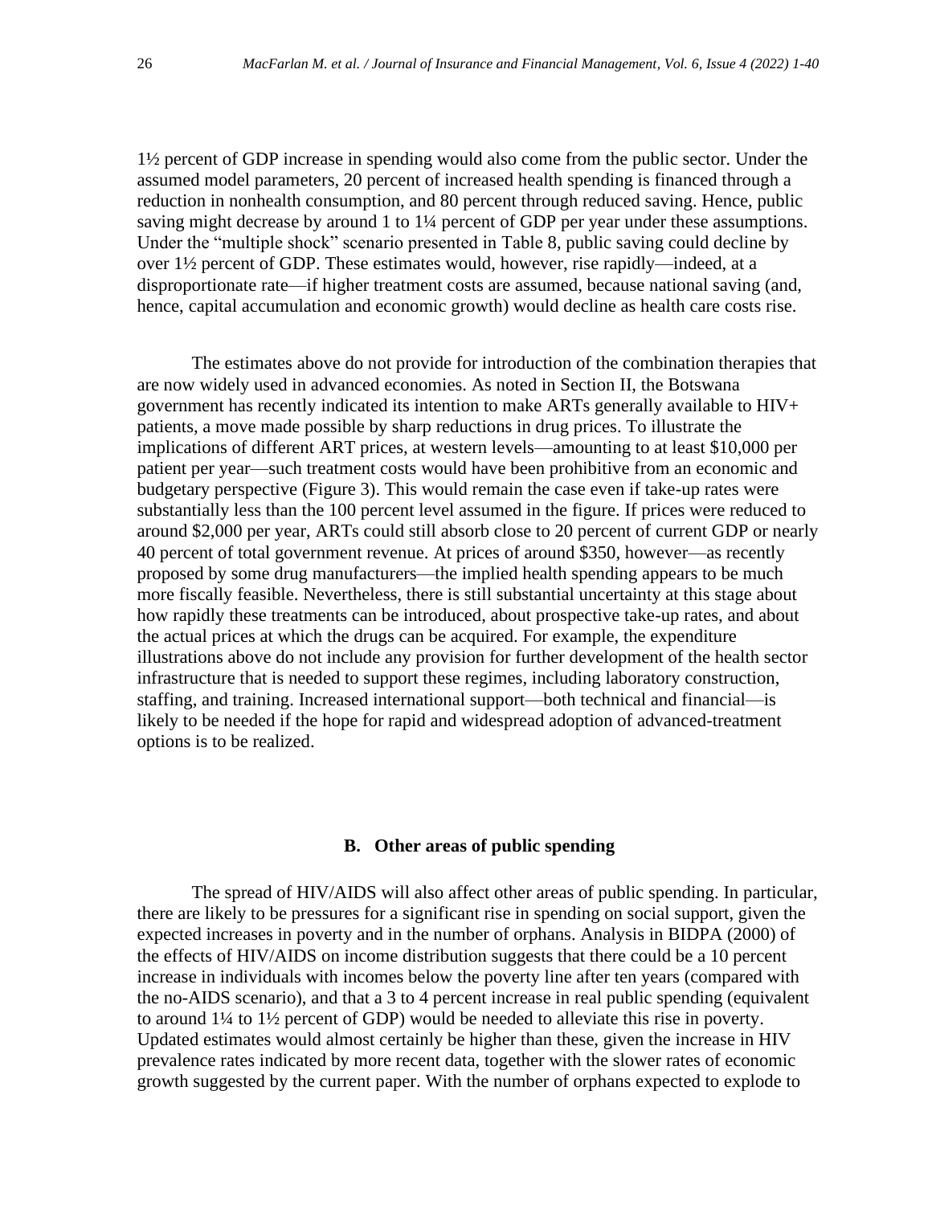1½ percent of GDP increase in spending would also come from the public sector. Under the assumed model parameters, 20 percent of increased health spending is financed through a reduction in nonhealth consumption, and 80 percent through reduced saving. Hence, public saving might decrease by around 1 to 1¼ percent of GDP per year under these assumptions. Under the "multiple shock" scenario presented in Table 8, public saving could decline by over 1½ percent of GDP. These estimates would, however, rise rapidly—indeed, at a disproportionate rate—if higher treatment costs are assumed, because national saving (and, hence, capital accumulation and economic growth) would decline as health care costs rise.

The estimates above do not provide for introduction of the combination therapies that are now widely used in advanced economies. As noted in Section II, the Botswana government has recently indicated its intention to make ARTs generally available to HIV+ patients, a move made possible by sharp reductions in drug prices. To illustrate the implications of different ART prices, at western levels—amounting to at least $10,000 per patient per year—such treatment costs would have been prohibitive from an economic and budgetary perspective (Figure 3). This would remain the case even if take-up rates were substantially less than the 100 percent level assumed in the figure. If prices were reduced to around $2,000 per year, ARTs could still absorb close to 20 percent of current GDP or nearly 40 percent of total government revenue. At prices of around $350, however—as recently proposed by some drug manufacturers—the implied health spending appears to be much more fiscally feasible. Nevertheless, there is still substantial uncertainty at this stage about how rapidly these treatments can be introduced, about prospective take-up rates, and about the actual prices at which the drugs can be acquired. For example, the expenditure illustrations above do not include any provision for further development of the health sector infrastructure that is needed to support these regimes, including laboratory construction, staffing, and training. Increased international support—both technical and financial—is likely to be needed if the hope for rapid and widespread adoption of advanced-treatment options is to be realized.

### B. Other areas of public spending

The spread of HIV/AIDS will also affect other areas of public spending. In particular, there are likely to be pressures for a significant rise in spending on social support, given the expected increases in poverty and in the number of orphans. Analysis in BIDPA (2000) of the effects of HIV/AIDS on income distribution suggests that there could be a 10 percent increase in individuals with incomes below the poverty line after ten years (compared with the no-AIDS scenario), and that a 3 to 4 percent increase in real public spending (equivalent to around 1¼ to 1½ percent of GDP) would be needed to alleviate this rise in poverty. Updated estimates would almost certainly be higher than these, given the increase in HIV prevalence rates indicated by more recent data, together with the slower rates of economic growth suggested by the current paper. With the number of orphans expected to explode to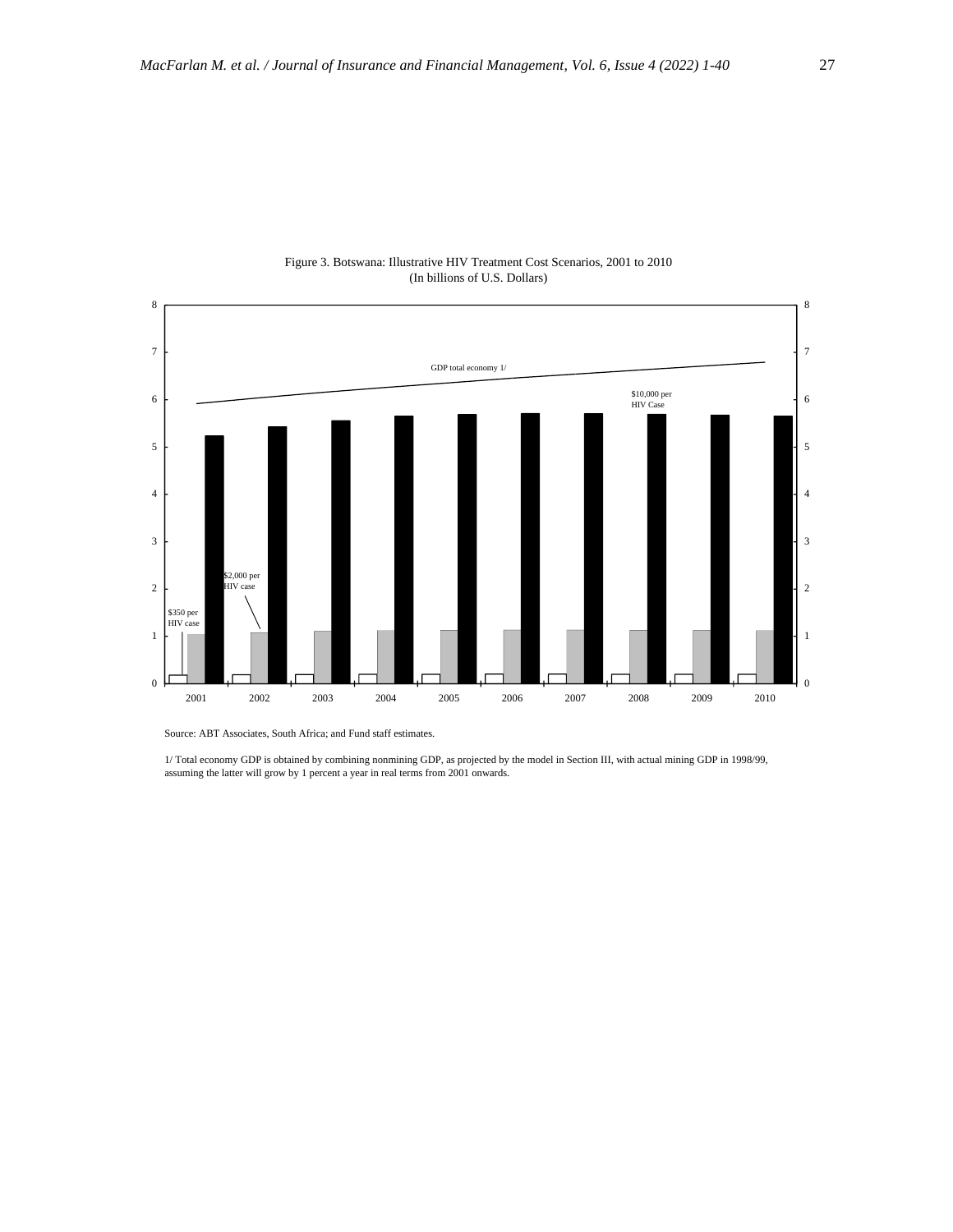Figure 3. Botswana: Illustrative HIV Treatment Cost Scenarios, 2001 to 2010
(In billions of U.S. Dollars)

Source: ABT Associates, South Africa; and Fund staff estimates.

1/ Total economy GDP is obtained by combining nonmining GDP, as projected by the model in Section III, with actual mining GDP in 1998/99, assuming the latter will grow by 1 percent a year in real terms from 2001 onwards.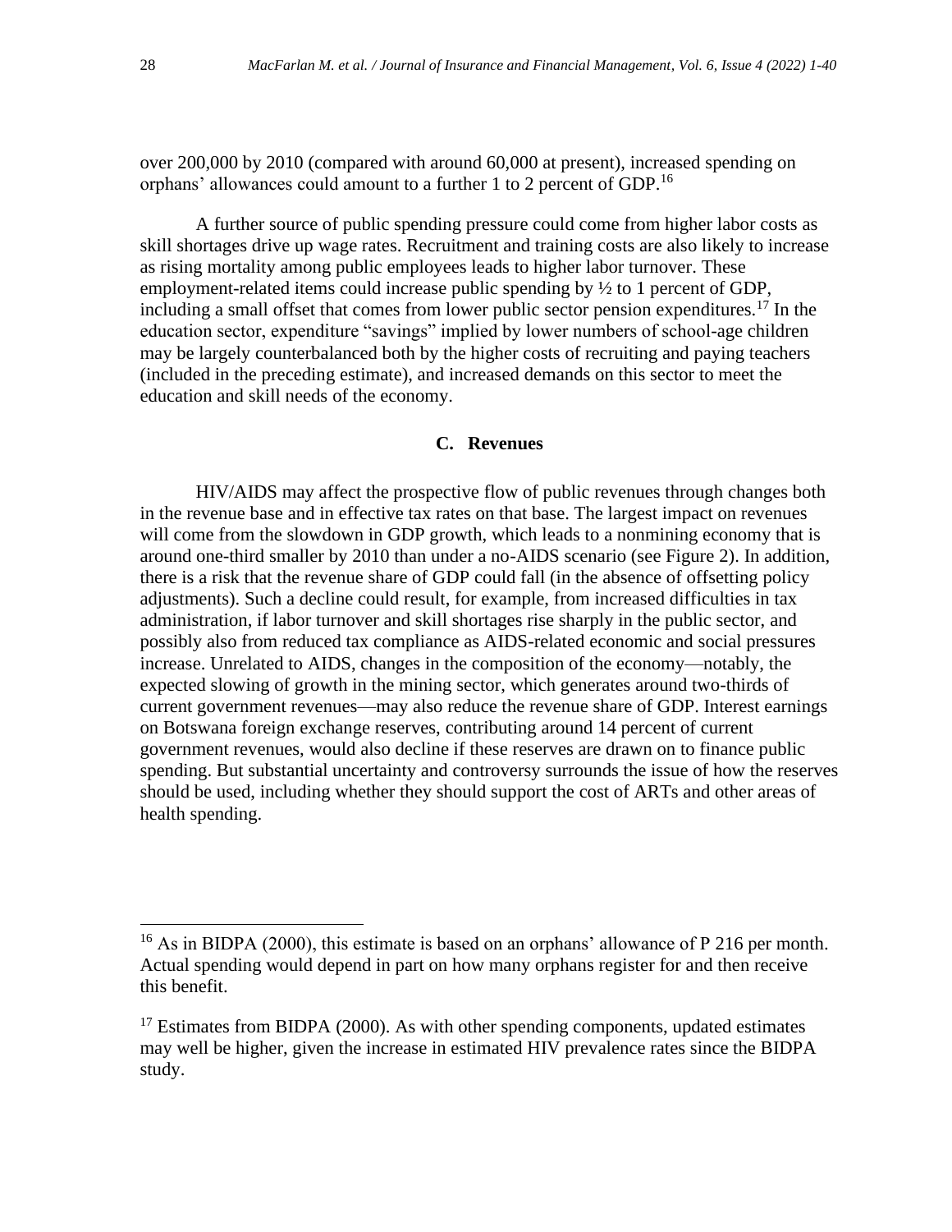over 200,000 by 2010 (compared with around 60,000 at present), increased spending on orphans' allowances could amount to a further 1 to 2 percent of GDP.[16]

A further source of public spending pressure could come from higher labor costs as skill shortages drive up wage rates. Recruitment and training costs are also likely to increase as rising mortality among public employees leads to higher labor turnover. These employment-related items could increase public spending by ½ to 1 percent of GDP, including a small offset that comes from lower public sector pension expenditures.[17] In the education sector, expenditure "savings" implied by lower numbers of school-age children may be largely counterbalanced both by the higher costs of recruiting and paying teachers (included in the preceding estimate), and increased demands on this sector to meet the education and skill needs of the economy.

### C. Revenues

HIV/AIDS may affect the prospective flow of public revenues through changes both in the revenue base and in effective tax rates on that base. The largest impact on revenues will come from the slowdown in GDP growth, which leads to a nonmining economy that is around one-third smaller by 2010 than under a no-AIDS scenario (see Figure 2). In addition, there is a risk that the revenue share of GDP could fall (in the absence of offsetting policy adjustments). Such a decline could result, for example, from increased difficulties in tax administration, if labor turnover and skill shortages rise sharply in the public sector, and possibly also from reduced tax compliance as AIDS-related economic and social pressures increase. Unrelated to AIDS, changes in the composition of the economy—notably, the expected slowing of growth in the mining sector, which generates around two-thirds of current government revenues—may also reduce the revenue share of GDP. Interest earnings on Botswana foreign exchange reserves, contributing around 14 percent of current government revenues, would also decline if these reserves are drawn on to finance public spending. But substantial uncertainty and controversy surrounds the issue of how the reserves should be used, including whether they should support the cost of ARTs and other areas of health spending.

---

[16] As in BIDPA (2000), this estimate is based on an orphans' allowance of P 216 per month. Actual spending would depend in part on how many orphans register for and then receive this benefit.

[17] Estimates from BIDPA (2000). As with other spending components, updated estimates may well be higher, given the increase in estimated HIV prevalence rates since the BIDPA study.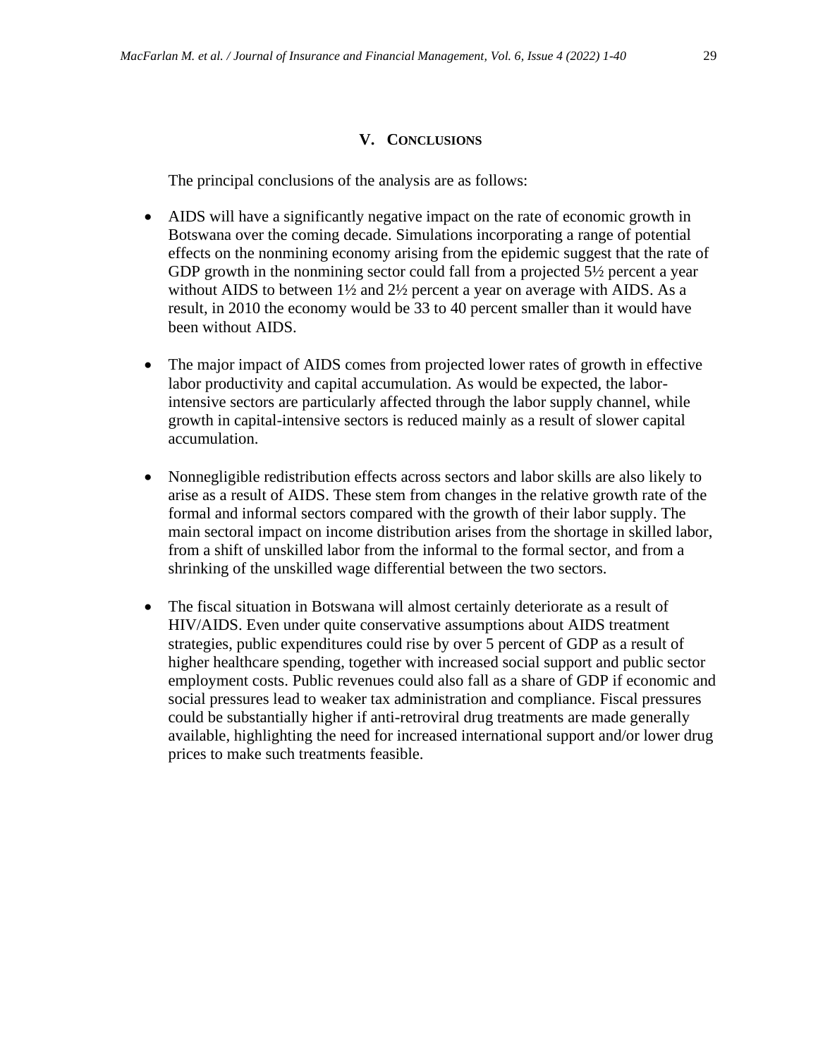## V. Conclusions

The principal conclusions of the analysis are as follows:

- AIDS will have a significantly negative impact on the rate of economic growth in Botswana over the coming decade. Simulations incorporating a range of potential effects on the nonmining economy arising from the epidemic suggest that the rate of GDP growth in the nonmining sector could fall from a projected 5½ percent a year without AIDS to between 1½ and 2½ percent a year on average with AIDS. As a result, in 2010 the economy would be 33 to 40 percent smaller than it would have been without AIDS.

- The major impact of AIDS comes from projected lower rates of growth in effective labor productivity and capital accumulation. As would be expected, the labor-intensive sectors are particularly affected through the labor supply channel, while growth in capital-intensive sectors is reduced mainly as a result of slower capital accumulation.

- Nonnegligible redistribution effects across sectors and labor skills are also likely to arise as a result of AIDS. These stem from changes in the relative growth rate of the formal and informal sectors compared with the growth of their labor supply. The main sectoral impact on income distribution arises from the shortage in skilled labor, from a shift of unskilled labor from the informal to the formal sector, and from a shrinking of the unskilled wage differential between the two sectors.

- The fiscal situation in Botswana will almost certainly deteriorate as a result of HIV/AIDS. Even under quite conservative assumptions about AIDS treatment strategies, public expenditures could rise by over 5 percent of GDP as a result of higher healthcare spending, together with increased social support and public sector employment costs. Public revenues could also fall as a share of GDP if economic and social pressures lead to weaker tax administration and compliance. Fiscal pressures could be substantially higher if anti-retroviral drug treatments are made generally available, highlighting the need for increased international support and/or lower drug prices to make such treatments feasible.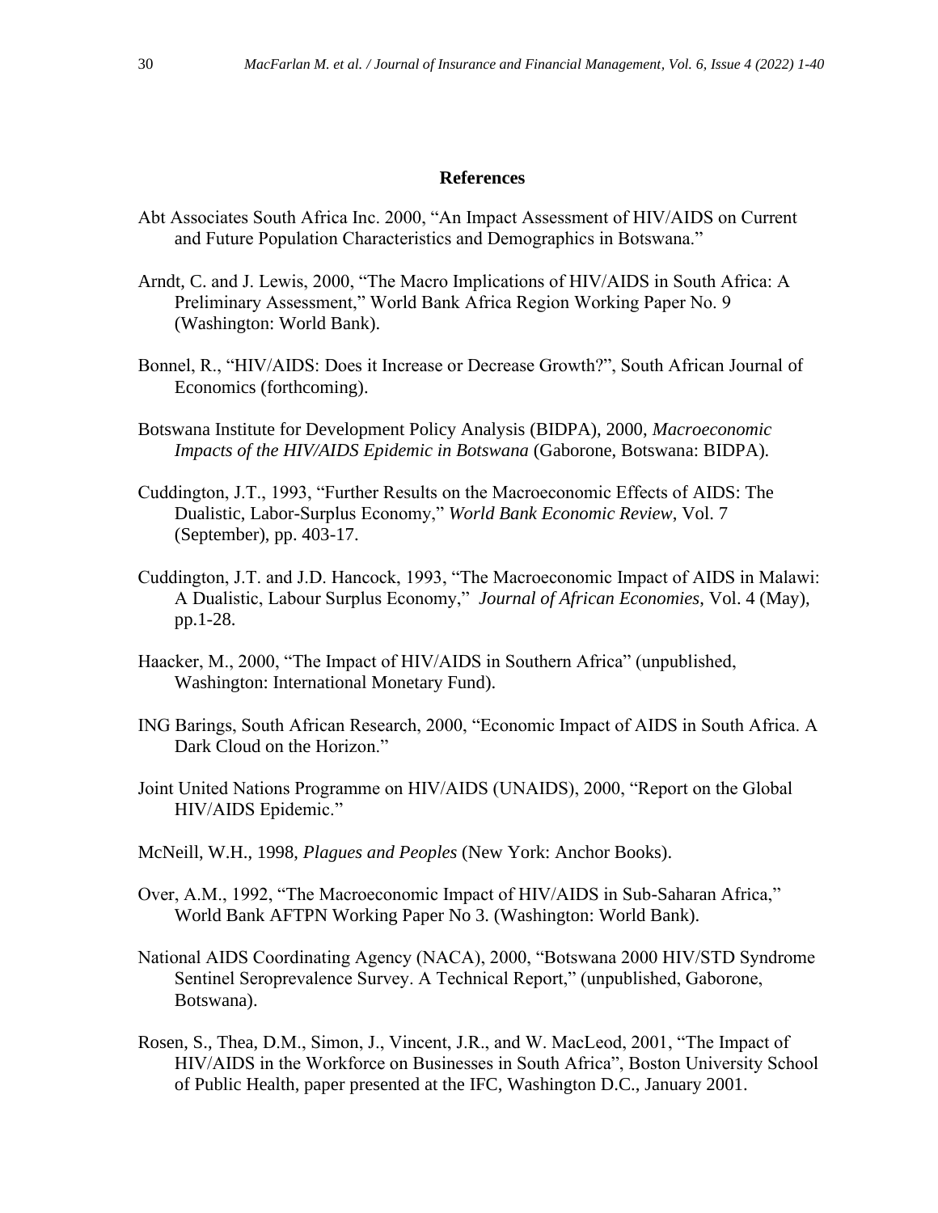## References

Abt Associates South Africa Inc. 2000, "An Impact Assessment of HIV/AIDS on Current and Future Population Characteristics and Demographics in Botswana."

Arndt, C. and J. Lewis, 2000, "The Macro Implications of HIV/AIDS in South Africa: A Preliminary Assessment," World Bank Africa Region Working Paper No. 9 (Washington: World Bank).

Bonnel, R., "HIV/AIDS: Does it Increase or Decrease Growth?", South African Journal of Economics (forthcoming).

Botswana Institute for Development Policy Analysis (BIDPA), 2000, *Macroeconomic Impacts of the HIV/AIDS Epidemic in Botswana* (Gaborone, Botswana: BIDPA).

Cuddington, J.T., 1993, "Further Results on the Macroeconomic Effects of AIDS: The Dualistic, Labor-Surplus Economy," *World Bank Economic Review*, Vol. 7 (September), pp. 403-17.

Cuddington, J.T. and J.D. Hancock, 1993, "The Macroeconomic Impact of AIDS in Malawi: A Dualistic, Labour Surplus Economy," *Journal of African Economies*, Vol. 4 (May), pp.1-28.

Haacker, M., 2000, "The Impact of HIV/AIDS in Southern Africa" (unpublished, Washington: International Monetary Fund).

ING Barings, South African Research, 2000, "Economic Impact of AIDS in South Africa. A Dark Cloud on the Horizon."

Joint United Nations Programme on HIV/AIDS (UNAIDS), 2000, "Report on the Global HIV/AIDS Epidemic."

McNeill, W.H., 1998, *Plagues and Peoples* (New York: Anchor Books).

Over, A.M., 1992, "The Macroeconomic Impact of HIV/AIDS in Sub-Saharan Africa," World Bank AFTPN Working Paper No 3. (Washington: World Bank).

National AIDS Coordinating Agency (NACA), 2000, "Botswana 2000 HIV/STD Syndrome Sentinel Seroprevalence Survey. A Technical Report," (unpublished, Gaborone, Botswana).

Rosen, S., Thea, D.M., Simon, J., Vincent, J.R., and W. MacLeod, 2001, "The Impact of HIV/AIDS in the Workforce on Businesses in South Africa", Boston University School of Public Health, paper presented at the IFC, Washington D.C., January 2001.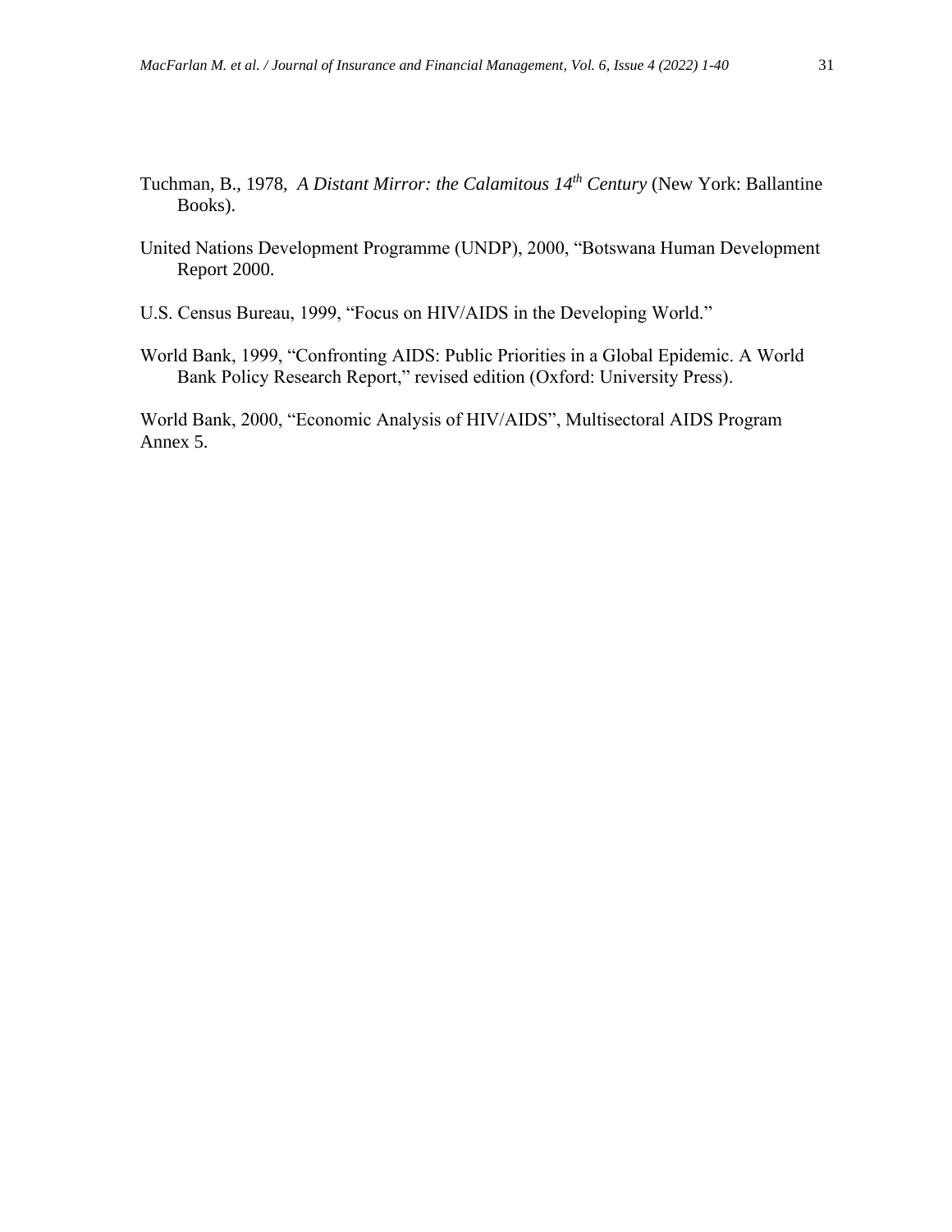Tuchman, B., 1978, *A Distant Mirror: the Calamitous 14th Century* (New York: Ballantine Books).

United Nations Development Programme (UNDP), 2000, "Botswana Human Development Report 2000.

U.S. Census Bureau, 1999, "Focus on HIV/AIDS in the Developing World."

World Bank, 1999, "Confronting AIDS: Public Priorities in a Global Epidemic. A World Bank Policy Research Report," revised edition (Oxford: University Press).

World Bank, 2000, "Economic Analysis of HIV/AIDS", Multisectoral AIDS Program Annex 5.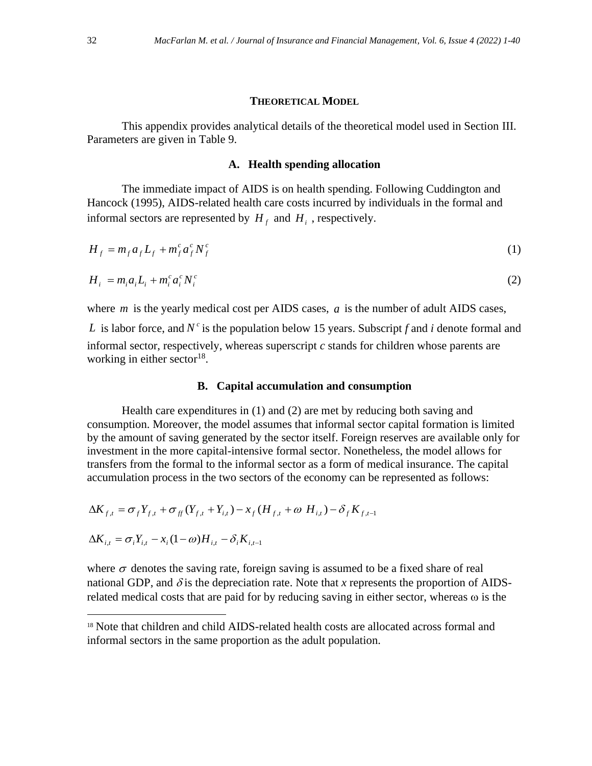**THEORETICAL MODEL**

This appendix provides analytical details of the theoretical model used in Section III. Parameters are given in Table 9.

### A. Health spending allocation

The immediate impact of AIDS is on health spending. Following Cuddington and Hancock (1995), AIDS-related health care costs incurred by individuals in the formal and informal sectors are represented by $H_f$ and $H_i$, respectively.

$$H_f = m_f a_f L_f + m_f^c a_f^c N_f^c \tag{1}$$

$$H_i = m_i a_i L_i + m_i^c a_i^c N_i^c \tag{2}$$

where $m$ is the yearly medical cost per AIDS cases, $a$ is the number of adult AIDS cases, $L$ is labor force, and $N^c$ is the population below 15 years. Subscript *f* and *i* denote formal and informal sector, respectively, whereas superscript *c* stands for children whose parents are working in either sector[18].

### B. Capital accumulation and consumption

Health care expenditures in (1) and (2) are met by reducing both saving and consumption. Moreover, the model assumes that informal sector capital formation is limited by the amount of saving generated by the sector itself. Foreign reserves are available only for investment in the more capital-intensive formal sector. Nonetheless, the model allows for transfers from the formal to the informal sector as a form of medical insurance. The capital accumulation process in the two sectors of the economy can be represented as follows:

$$\Delta K_{f,t} = \sigma_f Y_{f,t} + \sigma_{ff}(Y_{f,t} + Y_{i,t}) - x_f(H_{f,t} + \omega\ H_{i,t}) - \delta_f K_{f,t-1}$$

$$\Delta K_{i,t} = \sigma_i Y_{i,t} - x_i(1-\omega)H_{i,t} - \delta_i K_{i,t-1}$$

where $\sigma$ denotes the saving rate, foreign saving is assumed to be a fixed share of real national GDP, and $\delta$ is the depreciation rate. Note that *x* represents the proportion of AIDS-related medical costs that are paid for by reducing saving in either sector, whereas $\omega$ is the

---

[18] Note that children and child AIDS-related health costs are allocated across formal and informal sectors in the same proportion as the adult population.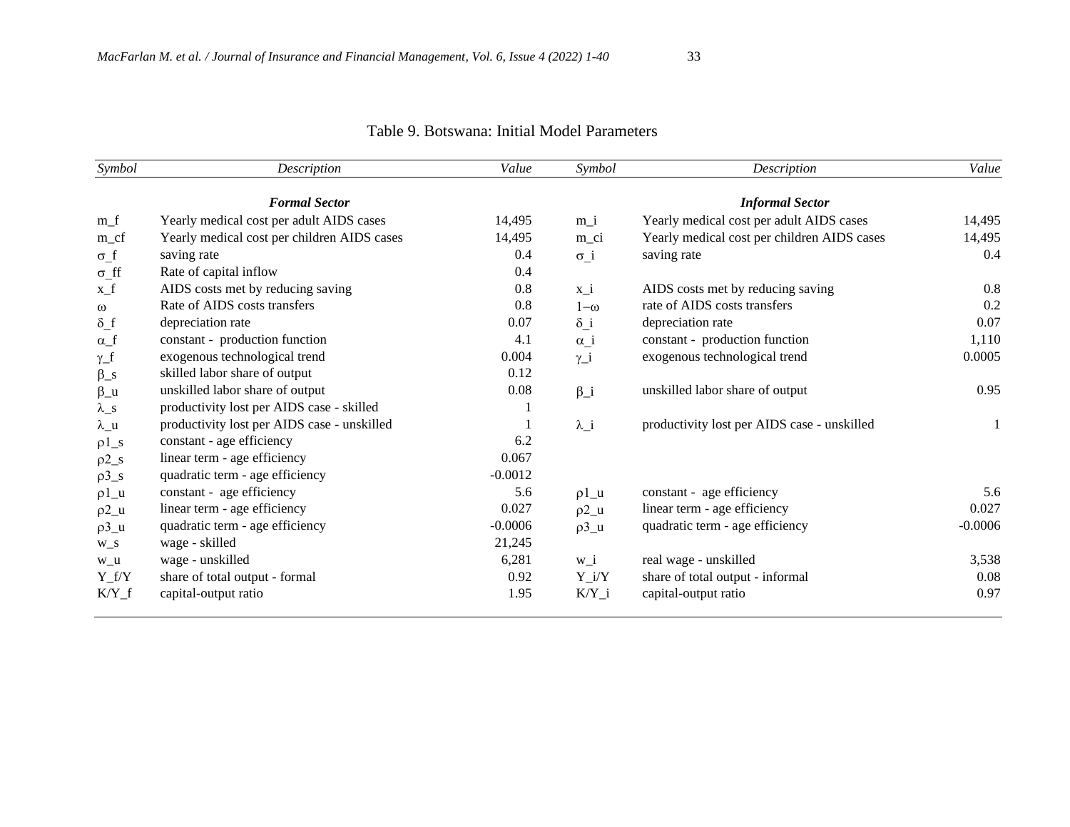Table 9. Botswana: Initial Model Parameters

| *Symbol* | *Description* | *Value* | *Symbol* | *Description* | *Value* |
|---|---|---|---|---|---|
| | ***Formal Sector*** | | | ***Informal Sector*** | |
| $m_f$ | Yearly medical cost per adult AIDS cases | 14,495 | $m_i$ | Yearly medical cost per adult AIDS cases | 14,495 |
| $m_{cf}$ | Yearly medical cost per children AIDS cases | 14,495 | $m_{ci}$ | Yearly medical cost per children AIDS cases | 14,495 |
| $\sigma_f$ | saving rate | 0.4 | $\sigma_i$ | saving rate | 0.4 |
| $\sigma_{ff}$ | Rate of capital inflow | 0.4 | | | |
| $x_f$ | AIDS costs met by reducing saving | 0.8 | $x_i$ | AIDS costs met by reducing saving | 0.8 |
| $\omega$ | Rate of AIDS costs transfers | 0.8 | $1-\omega$ | rate of AIDS costs transfers | 0.2 |
| $\delta_f$ | depreciation rate | 0.07 | $\delta_i$ | depreciation rate | 0.07 |
| $\alpha_f$ | constant - production function | 4.1 | $\alpha_i$ | constant - production function | 1,110 |
| $\gamma_f$ | exogenous technological trend | 0.004 | $\gamma_i$ | exogenous technological trend | 0.0005 |
| $\beta_s$ | skilled labor share of output | 0.12 | | | |
| $\beta_u$ | unskilled labor share of output | 0.08 | $\beta_i$ | unskilled labor share of output | 0.95 |
| $\lambda_s$ | productivity lost per AIDS case - skilled | 1 | | | |
| $\lambda_u$ | productivity lost per AIDS case - unskilled | 1 | $\lambda_i$ | productivity lost per AIDS case - unskilled | 1 |
| $\rho1_s$ | constant - age efficiency | 6.2 | | | |
| $\rho2_s$ | linear term - age efficiency | 0.067 | | | |
| $\rho3_s$ | quadratic term - age efficiency | -0.0012 | | | |
| $\rho1_u$ | constant - age efficiency | 5.6 | $\rho1_u$ | constant - age efficiency | 5.6 |
| $\rho2_u$ | linear term - age efficiency | 0.027 | $\rho2_u$ | linear term - age efficiency | 0.027 |
| $\rho3_u$ | quadratic term - age efficiency | -0.0006 | $\rho3_u$ | quadratic term - age efficiency | -0.0006 |
| $w_s$ | wage - skilled | 21,245 | | | |
| $w_u$ | wage - unskilled | 6,281 | $w_i$ | real wage - unskilled | 3,538 |
| $Y_f/Y$ | share of total output - formal | 0.92 | $Y_i/Y$ | share of total output - informal | 0.08 |
| $K/Y_f$ | capital-output ratio | 1.95 | $K/Y_i$ | capital-output ratio | 0.97 |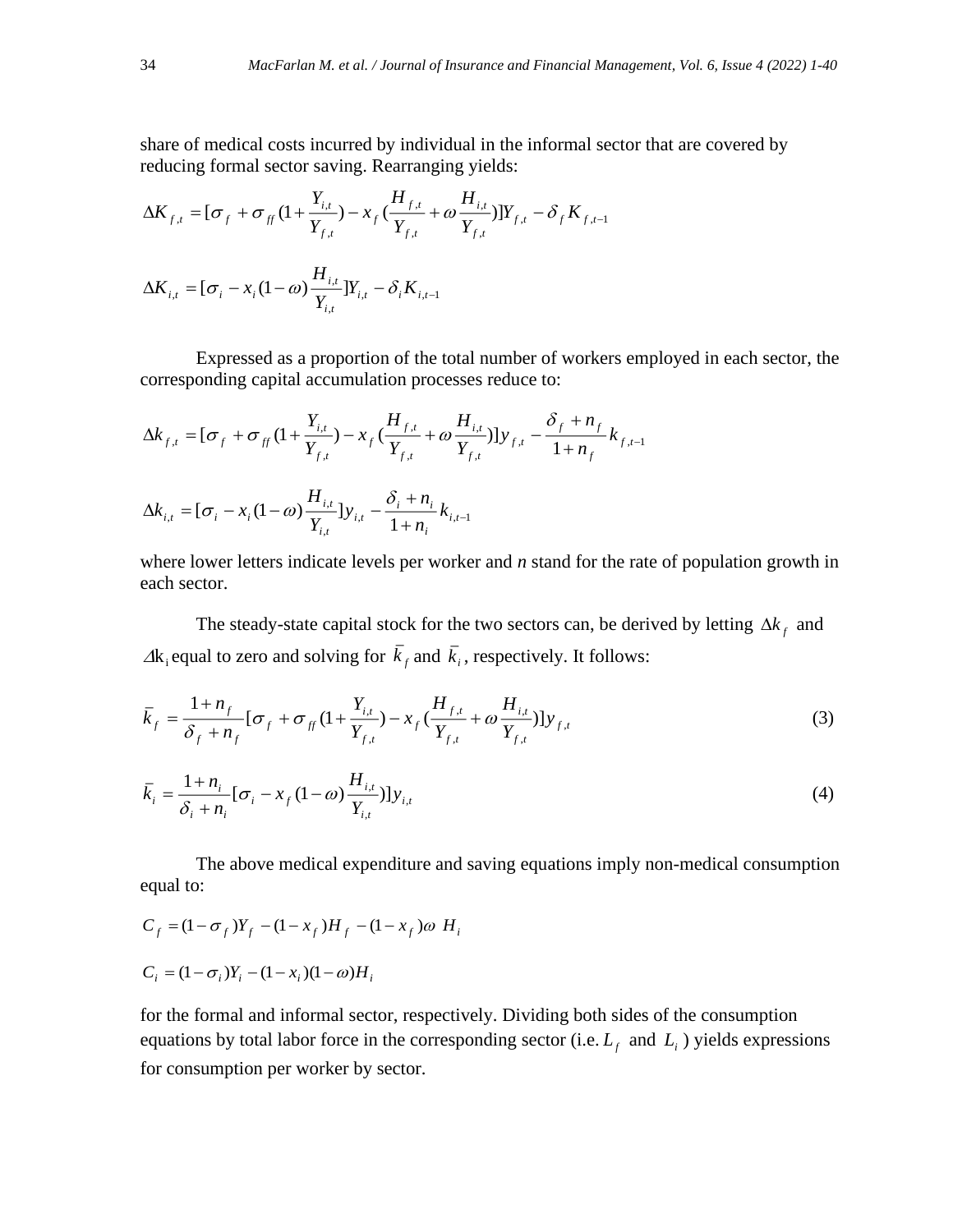share of medical costs incurred by individual in the informal sector that are covered by reducing formal sector saving. Rearranging yields:

$$\Delta K_{f,t} = [\sigma_f + \sigma_{ff}(1 + \frac{Y_{i,t}}{Y_{f,t}}) - x_f(\frac{H_{f,t}}{Y_{f,t}} + \omega \frac{H_{i,t}}{Y_{f,t}})]Y_{f,t} - \delta_f K_{f,t-1}$$

$$\Delta K_{i,t} = [\sigma_i - x_i(1-\omega)\frac{H_{i,t}}{Y_{i,t}}]Y_{i,t} - \delta_i K_{i,t-1}$$

Expressed as a proportion of the total number of workers employed in each sector, the corresponding capital accumulation processes reduce to:

$$\Delta k_{f,t} = [\sigma_f + \sigma_{ff}(1 + \frac{Y_{i,t}}{Y_{f,t}}) - x_f(\frac{H_{f,t}}{Y_{f,t}} + \omega \frac{H_{i,t}}{Y_{f,t}})]y_{f,t} - \frac{\delta_f + n_f}{1 + n_f} k_{f,t-1}$$

$$\Delta k_{i,t} = [\sigma_i - x_i(1-\omega)\frac{H_{i,t}}{Y_{i,t}}]y_{i,t} - \frac{\delta_i + n_i}{1 + n_i} k_{i,t-1}$$

where lower letters indicate levels per worker and *n* stand for the rate of population growth in each sector.

The steady-state capital stock for the two sectors can, be derived by letting $\Delta k_f$ and $\Delta k_i$ equal to zero and solving for $\bar{k}_f$ and $\bar{k}_i$, respectively. It follows:

$$\bar{k}_f = \frac{1 + n_f}{\delta_f + n_f}[\sigma_f + \sigma_{ff}(1 + \frac{Y_{i,t}}{Y_{f,t}}) - x_f(\frac{H_{f,t}}{Y_{f,t}} + \omega \frac{H_{i,t}}{Y_{f,t}})]y_{f,t} \tag{3}$$

$$\bar{k}_i = \frac{1 + n_i}{\delta_i + n_i}[\sigma_i - x_f(1-\omega)\frac{H_{i,t}}{Y_{i,t}})]y_{i,t} \tag{4}$$

The above medical expenditure and saving equations imply non-medical consumption equal to:

$$C_f = (1 - \sigma_f)Y_f - (1 - x_f)H_f - (1 - x_f)\omega \ H_i$$

$$C_i = (1 - \sigma_i)Y_i - (1 - x_i)(1 - \omega)H_i$$

for the formal and informal sector, respectively. Dividing both sides of the consumption equations by total labor force in the corresponding sector (i.e. $L_f$ and $L_i$) yields expressions for consumption per worker by sector.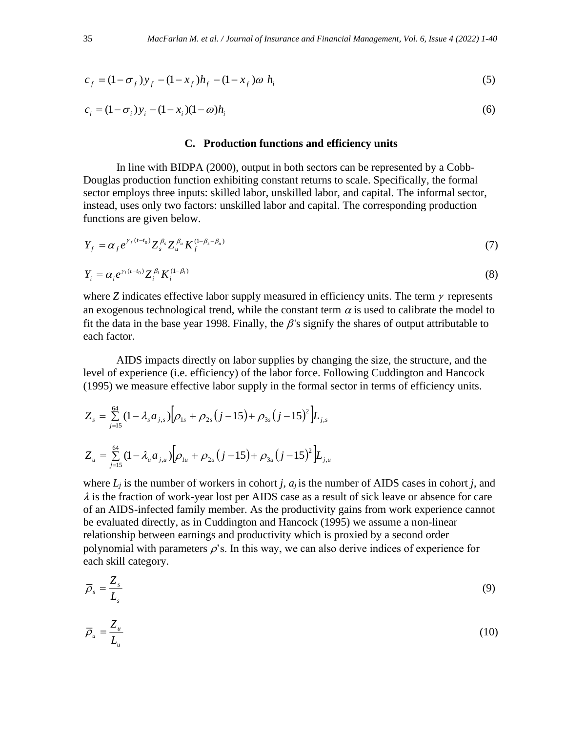$$c_f = (1-\sigma_f)y_f - (1-x_f)h_f - (1-x_f)\omega\ h_i \tag{5}$$

$$c_i = (1-\sigma_i)y_i - (1-x_i)(1-\omega)h_i \tag{6}$$

### C. Production functions and efficiency units

In line with BIDPA (2000), output in both sectors can be represented by a Cobb-Douglas production function exhibiting constant returns to scale. Specifically, the formal sector employs three inputs: skilled labor, unskilled labor, and capital. The informal sector, instead, uses only two factors: unskilled labor and capital. The corresponding production functions are given below.

$$Y_f = \alpha_f e^{\gamma_f (t-t_0)} Z_s^{\beta_s} Z_u^{\beta_u} K_f^{(1-\beta_s-\beta_u)} \tag{7}$$

$$Y_i = \alpha_i e^{\gamma_i (t-t_0)} Z_i^{\beta_i} K_i^{(1-\beta_i)} \tag{8}$$

where $Z$ indicates effective labor supply measured in efficiency units. The term $\gamma$ represents an exogenous technological trend, while the constant term $\alpha$ is used to calibrate the model to fit the data in the base year 1998. Finally, the $\beta$'s signify the shares of output attributable to each factor.

AIDS impacts directly on labor supplies by changing the size, the structure, and the level of experience (i.e. efficiency) of the labor force. Following Cuddington and Hancock (1995) we measure effective labor supply in the formal sector in terms of efficiency units.

$$Z_s = \sum_{j=15}^{64} (1-\lambda_s a_{j,s})\left[\rho_{1s} + \rho_{2s}\left(j-15\right) + \rho_{3s}\left(j-15\right)^2\right] L_{j,s}$$

$$Z_u = \sum_{j=15}^{64} (1-\lambda_u a_{j,u})\left[\rho_{1u} + \rho_{2u}\left(j-15\right) + \rho_{3u}\left(j-15\right)^2\right] L_{j,u}$$

where $L_j$ is the number of workers in cohort $j$, $a_j$ is the number of AIDS cases in cohort $j$, and $\lambda$ is the fraction of work-year lost per AIDS case as a result of sick leave or absence for care of an AIDS-infected family member. As the productivity gains from work experience cannot be evaluated directly, as in Cuddington and Hancock (1995) we assume a non-linear relationship between earnings and productivity which is proxied by a second order polynomial with parameters $\rho$'s. In this way, we can also derive indices of experience for each skill category.

$$\bar{\rho}_s = \frac{Z_s}{L_s} \tag{9}$$

$$\bar{\rho}_u = \frac{Z_u}{L_u} \tag{10}$$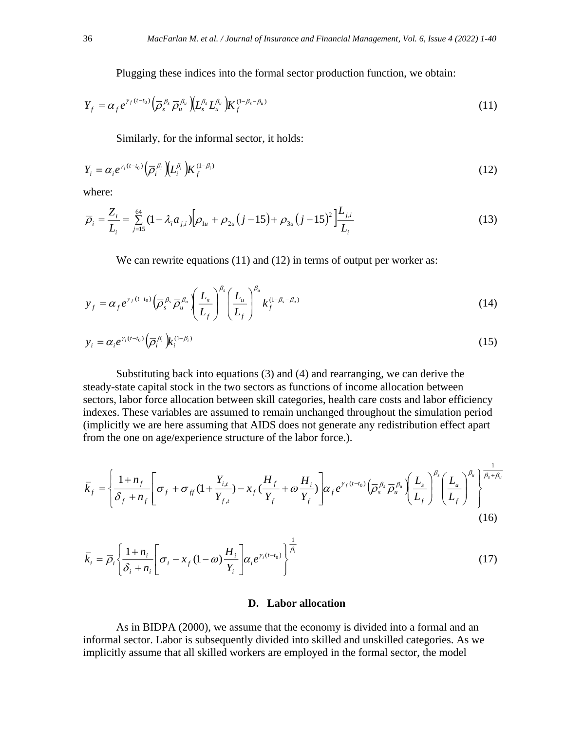Plugging these indices into the formal sector production function, we obtain:

$$Y_f = \alpha_f e^{\gamma_f (t-t_0)} \left(\bar{\rho}_s^{\beta_s} \bar{\rho}_u^{\beta_u}\right)\left(L_s^{\beta_s} L_u^{\beta_u}\right) K_f^{(1-\beta_s-\beta_u)} \tag{11}$$

Similarly, for the informal sector, it holds:

$$Y_i = \alpha_i e^{\gamma_i (t-t_0)} \left(\bar{\rho}_i^{\beta_i}\right)\left(L_i^{\beta_i}\right) K_f^{(1-\beta_i)} \tag{12}$$

where:

$$\bar{\rho}_i = \frac{Z_i}{L_i} = \sum_{j=15}^{64} (1-\lambda_i a_{j,i})\left[\rho_{1u} + \rho_{2u}(j-15) + \rho_{3u}(j-15)^2\right]\frac{L_{j,i}}{L_i} \tag{13}$$

We can rewrite equations (11) and (12) in terms of output per worker as:

$$y_f = \alpha_f e^{\gamma_f (t-t_0)} \left(\bar{\rho}_s^{\beta_s} \bar{\rho}_u^{\beta_u}\right)\left(\frac{L_s}{L_f}\right)^{\beta_s}\left(\frac{L_u}{L_f}\right)^{\beta_u} k_f^{(1-\beta_s-\beta_u)} \tag{14}$$

$$y_i = \alpha_i e^{\gamma_i (t-t_0)} \left(\bar{\rho}_i^{\beta_i}\right) k_i^{(1-\beta_i)} \tag{15}$$

Substituting back into equations (3) and (4) and rearranging, we can derive the steady-state capital stock in the two sectors as functions of income allocation between sectors, labor force allocation between skill categories, health care costs and labor efficiency indexes. These variables are assumed to remain unchanged throughout the simulation period (implicitly we are here assuming that AIDS does not generate any redistribution effect apart from the one on age/experience structure of the labor force.).

$$\bar{k}_f = \left\{\frac{1+n_f}{\delta_f + n_f}\left[\sigma_f + \sigma_{ff}\left(1+\frac{Y_{i,t}}{Y_{f,t}}\right) - x_f\left(\frac{H_f}{Y_f} + \omega\frac{H_i}{Y_f}\right)\right]\alpha_f e^{\gamma_f (t-t_0)}\left(\bar{\rho}_s^{\beta_s}\bar{\rho}_u^{\beta_u}\right)\left(\frac{L_s}{L_f}\right)^{\beta_s}\left(\frac{L_u}{L_f}\right)^{\beta_u}\right\}^{\frac{1}{\beta_s+\beta_u}} \tag{16}$$

$$\bar{k}_i = \bar{\rho}_i\left\{\frac{1+n_i}{\delta_i + n_i}\left[\sigma_i - x_f(1-\omega)\frac{H_i}{Y_i}\right]\alpha_i e^{\gamma_i (t-t_0)}\right\}^{\frac{1}{\beta_i}} \tag{17}$$

### D. Labor allocation

As in BIDPA (2000), we assume that the economy is divided into a formal and an informal sector. Labor is subsequently divided into skilled and unskilled categories. As we implicitly assume that all skilled workers are employed in the formal sector, the model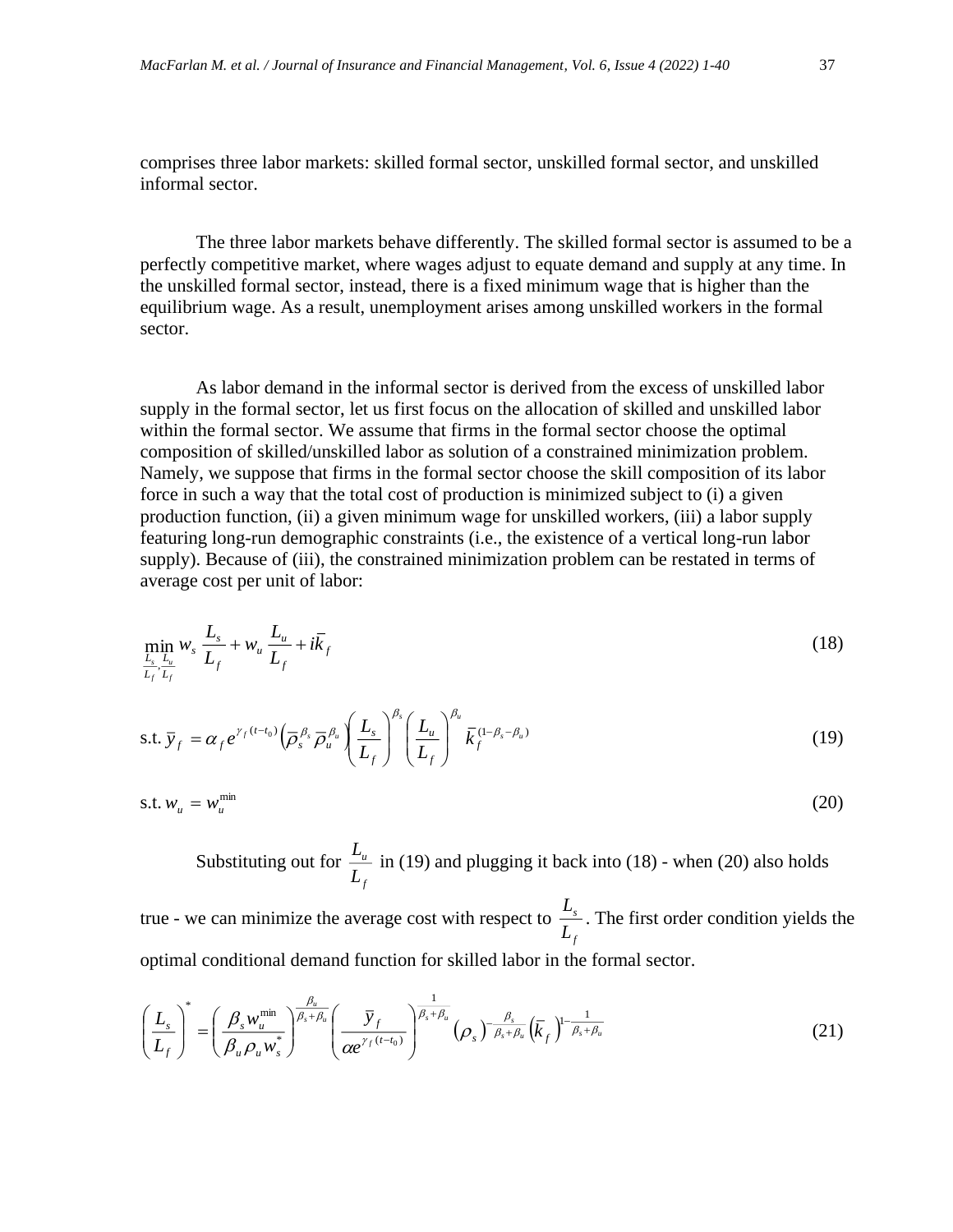comprises three labor markets: skilled formal sector, unskilled formal sector, and unskilled informal sector.

The three labor markets behave differently. The skilled formal sector is assumed to be a perfectly competitive market, where wages adjust to equate demand and supply at any time. In the unskilled formal sector, instead, there is a fixed minimum wage that is higher than the equilibrium wage. As a result, unemployment arises among unskilled workers in the formal sector.

As labor demand in the informal sector is derived from the excess of unskilled labor supply in the formal sector, let us first focus on the allocation of skilled and unskilled labor within the formal sector. We assume that firms in the formal sector choose the optimal composition of skilled/unskilled labor as solution of a constrained minimization problem. Namely, we suppose that firms in the formal sector choose the skill composition of its labor force in such a way that the total cost of production is minimized subject to (i) a given production function, (ii) a given minimum wage for unskilled workers, (iii) a labor supply featuring long-run demographic constraints (i.e., the existence of a vertical long-run labor supply). Because of (iii), the constrained minimization problem can be restated in terms of average cost per unit of labor:

$$\min_{\frac{L_s}{L_f},\frac{L_u}{L_f}} w_s \frac{L_s}{L_f} + w_u \frac{L_u}{L_f} + i\bar{k}_f \tag{18}$$

$$\text{s.t. } \bar{y}_f = \alpha_f e^{\gamma_f (t-t_0)} \left(\bar{\rho}_s^{\beta_s} \bar{\rho}_u^{\beta_u}\right) \left(\frac{L_s}{L_f}\right)^{\beta_s} \left(\frac{L_u}{L_f}\right)^{\beta_u} \bar{k}_f^{(1-\beta_s-\beta_u)} \tag{19}$$

$$\text{s.t. } w_u = w_u^{\min} \tag{20}$$

Substituting out for $\frac{L_u}{L_f}$ in (19) and plugging it back into (18) - when (20) also holds true - we can minimize the average cost with respect to $\frac{L_s}{L_f}$. The first order condition yields the optimal conditional demand function for skilled labor in the formal sector.

$$\left(\frac{L_s}{L_f}\right)^* = \left(\frac{\beta_s w_u^{\min}}{\beta_u \rho_u w_s^*}\right)^{\frac{\beta_u}{\beta_s+\beta_u}} \left(\frac{\bar{y}_f}{\alpha e^{\gamma_f (t-t_0)}}\right)^{\frac{1}{\beta_s+\beta_u}} \left(\rho_s\right)^{-\frac{\beta_s}{\beta_s+\beta_u}} \left(\bar{k}_f\right)^{1-\frac{1}{\beta_s+\beta_u}} \tag{21}$$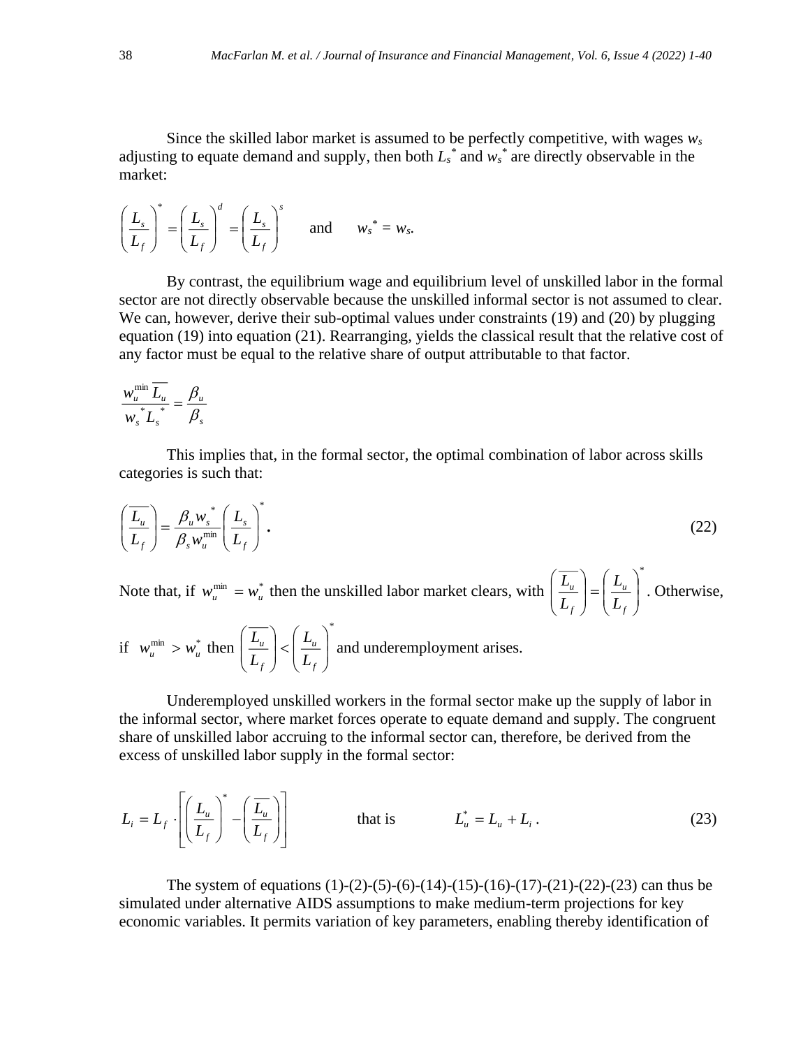Since the skilled labor market is assumed to be perfectly competitive, with wages $w_s$ adjusting to equate demand and supply, then both $L_s^*$ and $w_s^*$ are directly observable in the market:

$$\left(\frac{L_s}{L_f}\right)^* = \left(\frac{L_s}{L_f}\right)^d = \left(\frac{L_s}{L_f}\right)^s \qquad \text{and} \qquad w_s^* = w_s.$$

By contrast, the equilibrium wage and equilibrium level of unskilled labor in the formal sector are not directly observable because the unskilled informal sector is not assumed to clear. We can, however, derive their sub-optimal values under constraints (19) and (20) by plugging equation (19) into equation (21). Rearranging, yields the classical result that the relative cost of any factor must be equal to the relative share of output attributable to that factor.

$$\frac{w_u^{\min}\overline{L_u}}{w_s^* L_s^*} = \frac{\beta_u}{\beta_s}$$

This implies that, in the formal sector, the optimal combination of labor across skills categories is such that:

$$\left(\frac{\overline{L_u}}{L_f}\right) = \frac{\beta_u w_s^*}{\beta_s w_u^{\min}}\left(\frac{L_s}{L_f}\right)^*. \tag{22}$$

Note that, if $w_u^{\min} = w_u^*$ then the unskilled labor market clears, with $\left(\frac{\overline{L_u}}{L_f}\right) = \left(\frac{L_u}{L_f}\right)^*$. Otherwise, if $w_u^{\min} > w_u^*$ then $\left(\frac{\overline{L_u}}{L_f}\right) < \left(\frac{L_u}{L_f}\right)^*$ and underemployment arises.

Underemployed unskilled workers in the formal sector make up the supply of labor in the informal sector, where market forces operate to equate demand and supply. The congruent share of unskilled labor accruing to the informal sector can, therefore, be derived from the excess of unskilled labor supply in the formal sector:

$$L_i = L_f \cdot \left[\left(\frac{L_u}{L_f}\right)^* - \left(\frac{\overline{L_u}}{L_f}\right)\right] \qquad \text{that is} \qquad L_u^* = L_u + L_i\,. \tag{23}$$

The system of equations (1)-(2)-(5)-(6)-(14)-(15)-(16)-(17)-(21)-(22)-(23) can thus be simulated under alternative AIDS assumptions to make medium-term projections for key economic variables. It permits variation of key parameters, enabling thereby identification of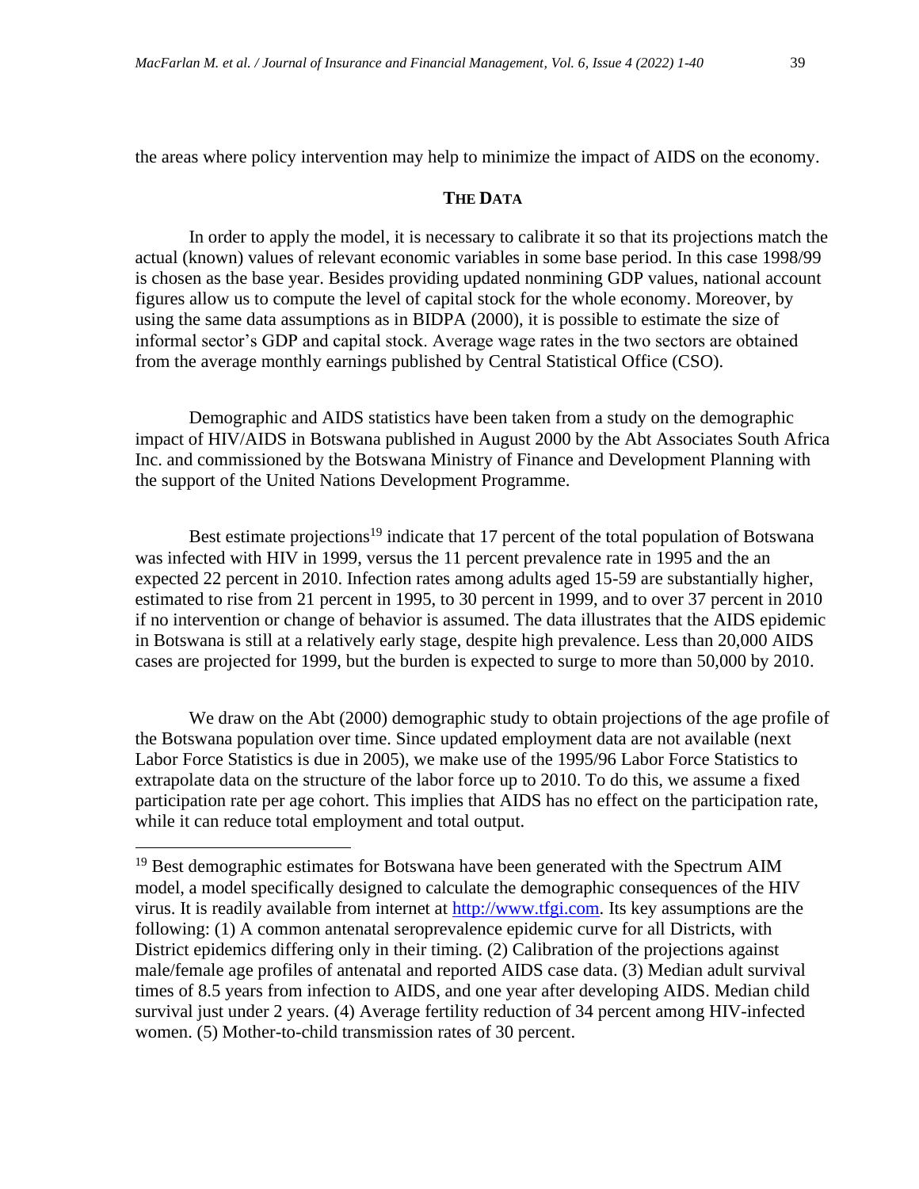the areas where policy intervention may help to minimize the impact of AIDS on the economy.

## THE DATA

In order to apply the model, it is necessary to calibrate it so that its projections match the actual (known) values of relevant economic variables in some base period. In this case 1998/99 is chosen as the base year. Besides providing updated nonmining GDP values, national account figures allow us to compute the level of capital stock for the whole economy. Moreover, by using the same data assumptions as in BIDPA (2000), it is possible to estimate the size of informal sector's GDP and capital stock. Average wage rates in the two sectors are obtained from the average monthly earnings published by Central Statistical Office (CSO).

Demographic and AIDS statistics have been taken from a study on the demographic impact of HIV/AIDS in Botswana published in August 2000 by the Abt Associates South Africa Inc. and commissioned by the Botswana Ministry of Finance and Development Planning with the support of the United Nations Development Programme.

Best estimate projections[19] indicate that 17 percent of the total population of Botswana was infected with HIV in 1999, versus the 11 percent prevalence rate in 1995 and the an expected 22 percent in 2010. Infection rates among adults aged 15-59 are substantially higher, estimated to rise from 21 percent in 1995, to 30 percent in 1999, and to over 37 percent in 2010 if no intervention or change of behavior is assumed. The data illustrates that the AIDS epidemic in Botswana is still at a relatively early stage, despite high prevalence. Less than 20,000 AIDS cases are projected for 1999, but the burden is expected to surge to more than 50,000 by 2010.

We draw on the Abt (2000) demographic study to obtain projections of the age profile of the Botswana population over time. Since updated employment data are not available (next Labor Force Statistics is due in 2005), we make use of the 1995/96 Labor Force Statistics to extrapolate data on the structure of the labor force up to 2010. To do this, we assume a fixed participation rate per age cohort. This implies that AIDS has no effect on the participation rate, while it can reduce total employment and total output.

---

[19] Best demographic estimates for Botswana have been generated with the Spectrum AIM model, a model specifically designed to calculate the demographic consequences of the HIV virus. It is readily available from internet at http://www.tfgi.com. Its key assumptions are the following: (1) A common antenatal seroprevalence epidemic curve for all Districts, with District epidemics differing only in their timing. (2) Calibration of the projections against male/female age profiles of antenatal and reported AIDS case data. (3) Median adult survival times of 8.5 years from infection to AIDS, and one year after developing AIDS. Median child survival just under 2 years. (4) Average fertility reduction of 34 percent among HIV-infected women. (5) Mother-to-child transmission rates of 30 percent.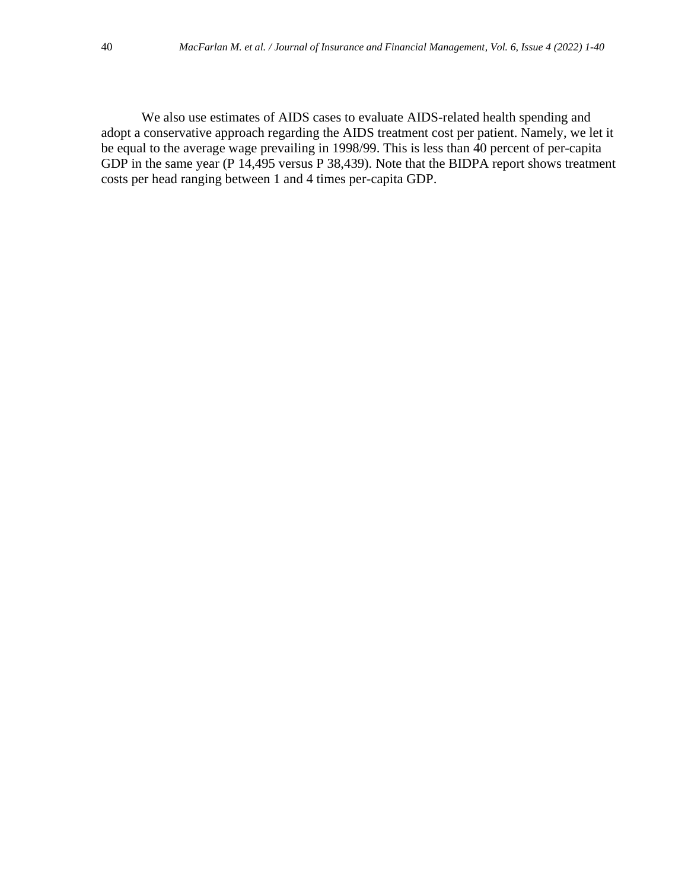We also use estimates of AIDS cases to evaluate AIDS-related health spending and adopt a conservative approach regarding the AIDS treatment cost per patient. Namely, we let it be equal to the average wage prevailing in 1998/99. This is less than 40 percent of per-capita GDP in the same year (P 14,495 versus P 38,439). Note that the BIDPA report shows treatment costs per head ranging between 1 and 4 times per-capita GDP.